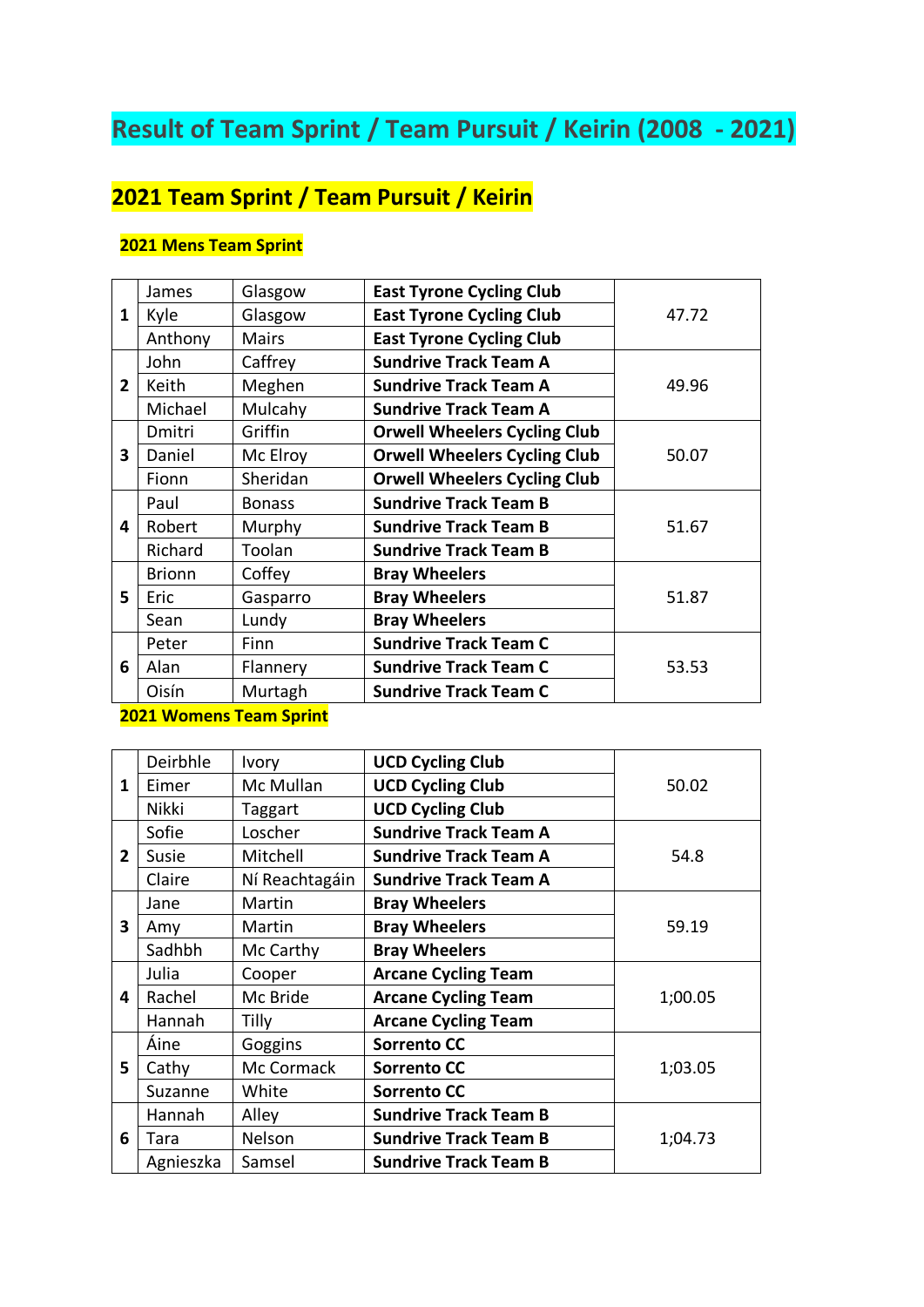# Result of Team Sprint / Team Pursuit / Keirin (2008 - 2021)

## 2021 Team Sprint / Team Pursuit / Keirin

### 2021 Mens Team Sprint

| | | | | |
|---|---|---|---|---|
| 1 | James | Glasgow | **East Tyrone Cycling Club** | 47.72 |
| | Kyle | Glasgow | **East Tyrone Cycling Club** | |
| | Anthony | Mairs | **East Tyrone Cycling Club** | |
| 2 | John | Caffrey | **Sundrive Track Team A** | 49.96 |
| | Keith | Meghen | **Sundrive Track Team A** | |
| | Michael | Mulcahy | **Sundrive Track Team A** | |
| 3 | Dmitri | Griffin | **Orwell Wheelers Cycling Club** | 50.07 |
| | Daniel | Mc Elroy | **Orwell Wheelers Cycling Club** | |
| | Fionn | Sheridan | **Orwell Wheelers Cycling Club** | |
| 4 | Paul | Bonass | **Sundrive Track Team B** | 51.67 |
| | Robert | Murphy | **Sundrive Track Team B** | |
| | Richard | Toolan | **Sundrive Track Team B** | |
| 5 | Brionn | Coffey | **Bray Wheelers** | 51.87 |
| | Eric | Gasparro | **Bray Wheelers** | |
| | Sean | Lundy | **Bray Wheelers** | |
| 6 | Peter | Finn | **Sundrive Track Team C** | 53.53 |
| | Alan | Flannery | **Sundrive Track Team C** | |
| | Oisín | Murtagh | **Sundrive Track Team C** | |

### 2021 Womens Team Sprint

| | | | | |
|---|---|---|---|---|
| 1 | Deirbhle | Ivory | **UCD Cycling Club** | 50.02 |
| | Eimer | Mc Mullan | **UCD Cycling Club** | |
| | Nikki | Taggart | **UCD Cycling Club** | |
| 2 | Sofie | Loscher | **Sundrive Track Team A** | 54.8 |
| | Susie | Mitchell | **Sundrive Track Team A** | |
| | Claire | Ní Reachtagáin | **Sundrive Track Team A** | |
| 3 | Jane | Martin | **Bray Wheelers** | 59.19 |
| | Amy | Martin | **Bray Wheelers** | |
| | Sadhbh | Mc Carthy | **Bray Wheelers** | |
| 4 | Julia | Cooper | **Arcane Cycling Team** | 1;00.05 |
| | Rachel | Mc Bride | **Arcane Cycling Team** | |
| | Hannah | Tilly | **Arcane Cycling Team** | |
| 5 | Áine | Goggins | **Sorrento CC** | 1;03.05 |
| | Cathy | Mc Cormack | **Sorrento CC** | |
| | Suzanne | White | **Sorrento CC** | |
| 6 | Hannah | Alley | **Sundrive Track Team B** | 1;04.73 |
| | Tara | Nelson | **Sundrive Track Team B** | |
| | Agnieszka | Samsel | **Sundrive Track Team B** | |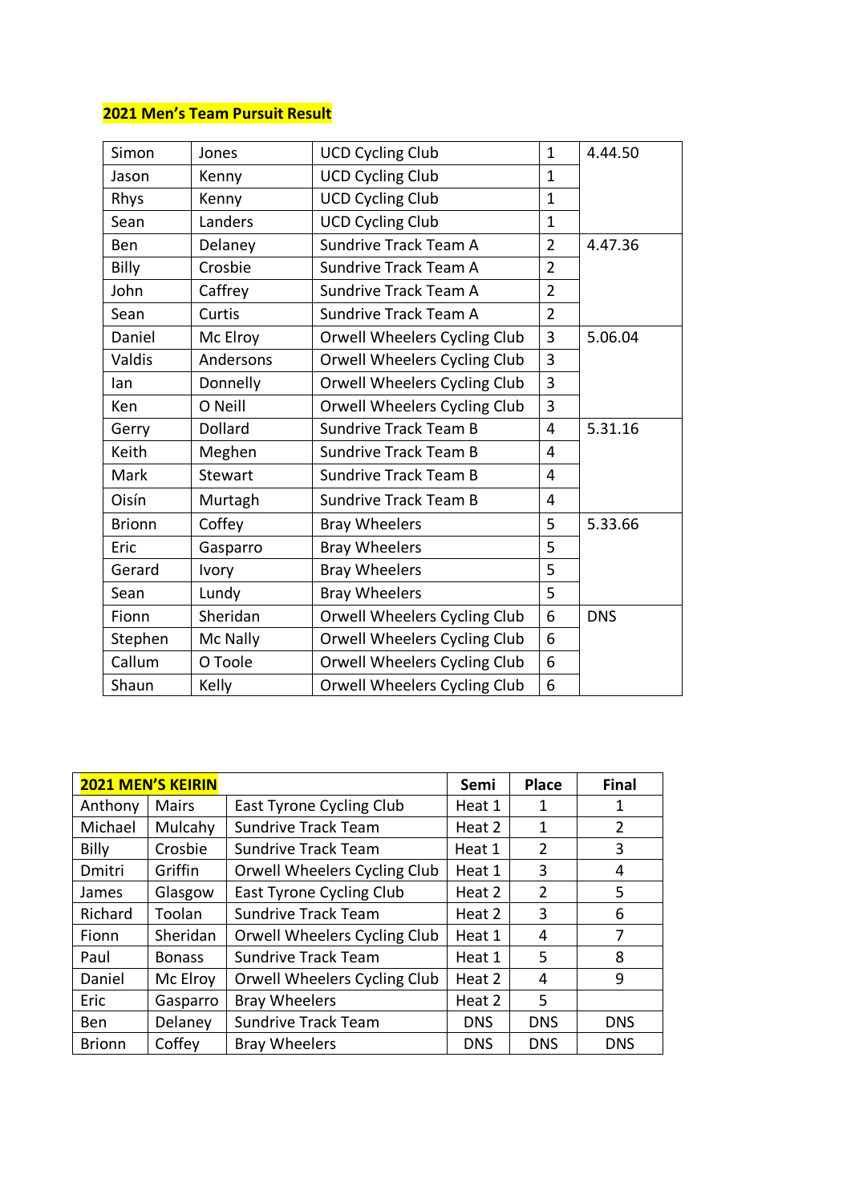**2021 Men's Team Pursuit Result**

| | | | | |
|---|---|---|---|---|
| Simon | Jones | UCD Cycling Club | 1 | 4.44.50 |
| Jason | Kenny | UCD Cycling Club | 1 | |
| Rhys | Kenny | UCD Cycling Club | 1 | |
| Sean | Landers | UCD Cycling Club | 1 | |
| Ben | Delaney | Sundrive Track Team A | 2 | 4.47.36 |
| Billy | Crosbie | Sundrive Track Team A | 2 | |
| John | Caffrey | Sundrive Track Team A | 2 | |
| Sean | Curtis | Sundrive Track Team A | 2 | |
| Daniel | Mc Elroy | Orwell Wheelers Cycling Club | 3 | 5.06.04 |
| Valdis | Andersons | Orwell Wheelers Cycling Club | 3 | |
| Ian | Donnelly | Orwell Wheelers Cycling Club | 3 | |
| Ken | O Neill | Orwell Wheelers Cycling Club | 3 | |
| Gerry | Dollard | Sundrive Track Team B | 4 | 5.31.16 |
| Keith | Meghen | Sundrive Track Team B | 4 | |
| Mark | Stewart | Sundrive Track Team B | 4 | |
| Oisín | Murtagh | Sundrive Track Team B | 4 | |
| Brionn | Coffey | Bray Wheelers | 5 | 5.33.66 |
| Eric | Gasparro | Bray Wheelers | 5 | |
| Gerard | Ivory | Bray Wheelers | 5 | |
| Sean | Lundy | Bray Wheelers | 5 | |
| Fionn | Sheridan | Orwell Wheelers Cycling Club | 6 | DNS |
| Stephen | Mc Nally | Orwell Wheelers Cycling Club | 6 | |
| Callum | O Toole | Orwell Wheelers Cycling Club | 6 | |
| Shaun | Kelly | Orwell Wheelers Cycling Club | 6 | |

| **2021 MEN'S KEIRIN** | | | **Semi** | **Place** | **Final** |
|---|---|---|---|---|---|
| Anthony | Mairs | East Tyrone Cycling Club | Heat 1 | 1 | 1 |
| Michael | Mulcahy | Sundrive Track Team | Heat 2 | 1 | 2 |
| Billy | Crosbie | Sundrive Track Team | Heat 1 | 2 | 3 |
| Dmitri | Griffin | Orwell Wheelers Cycling Club | Heat 1 | 3 | 4 |
| James | Glasgow | East Tyrone Cycling Club | Heat 2 | 2 | 5 |
| Richard | Toolan | Sundrive Track Team | Heat 2 | 3 | 6 |
| Fionn | Sheridan | Orwell Wheelers Cycling Club | Heat 1 | 4 | 7 |
| Paul | Bonass | Sundrive Track Team | Heat 1 | 5 | 8 |
| Daniel | Mc Elroy | Orwell Wheelers Cycling Club | Heat 2 | 4 | 9 |
| Eric | Gasparro | Bray Wheelers | Heat 2 | 5 | |
| Ben | Delaney | Sundrive Track Team | DNS | DNS | DNS |
| Brionn | Coffey | Bray Wheelers | DNS | DNS | DNS |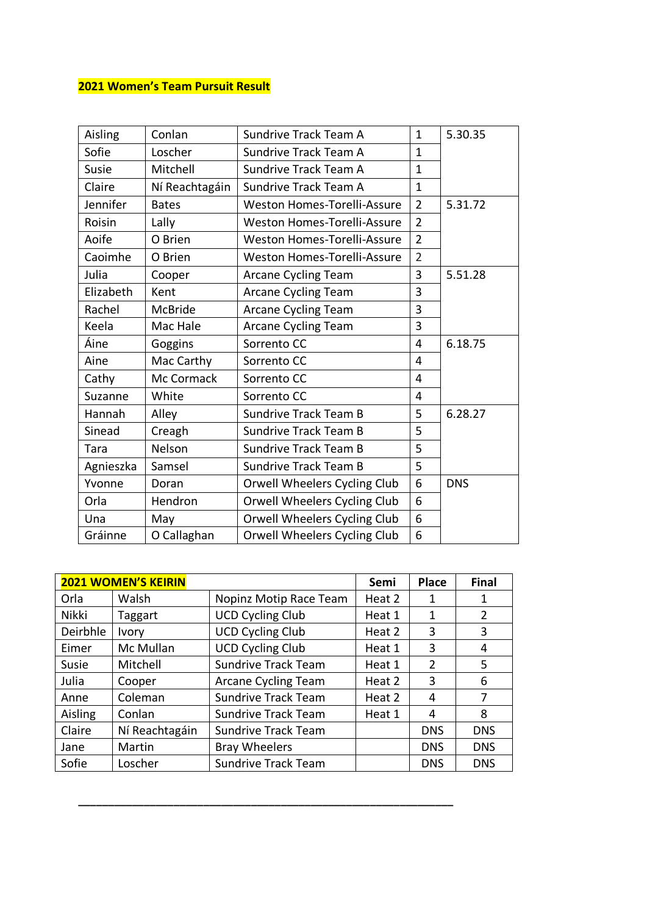**2021 Women's Team Pursuit Result**

| | | | | |
|---|---|---|---|---|
| Aisling | Conlan | Sundrive Track Team A | 1 | 5.30.35 |
| Sofie | Loscher | Sundrive Track Team A | 1 | |
| Susie | Mitchell | Sundrive Track Team A | 1 | |
| Claire | Ní Reachtagáin | Sundrive Track Team A | 1 | |
| Jennifer | Bates | Weston Homes-Torelli-Assure | 2 | 5.31.72 |
| Roisin | Lally | Weston Homes-Torelli-Assure | 2 | |
| Aoife | O Brien | Weston Homes-Torelli-Assure | 2 | |
| Caoimhe | O Brien | Weston Homes-Torelli-Assure | 2 | |
| Julia | Cooper | Arcane Cycling Team | 3 | 5.51.28 |
| Elizabeth | Kent | Arcane Cycling Team | 3 | |
| Rachel | McBride | Arcane Cycling Team | 3 | |
| Keela | Mac Hale | Arcane Cycling Team | 3 | |
| Áine | Goggins | Sorrento CC | 4 | 6.18.75 |
| Aine | Mac Carthy | Sorrento CC | 4 | |
| Cathy | Mc Cormack | Sorrento CC | 4 | |
| Suzanne | White | Sorrento CC | 4 | |
| Hannah | Alley | Sundrive Track Team B | 5 | 6.28.27 |
| Sinead | Creagh | Sundrive Track Team B | 5 | |
| Tara | Nelson | Sundrive Track Team B | 5 | |
| Agnieszka | Samsel | Sundrive Track Team B | 5 | |
| Yvonne | Doran | Orwell Wheelers Cycling Club | 6 | DNS |
| Orla | Hendron | Orwell Wheelers Cycling Club | 6 | |
| Una | May | Orwell Wheelers Cycling Club | 6 | |
| Gráinne | O Callaghan | Orwell Wheelers Cycling Club | 6 | |

| **2021 WOMEN'S KEIRIN** | | | **Semi** | **Place** | **Final** |
|---|---|---|---|---|---|
| Orla | Walsh | Nopinz Motip Race Team | Heat 2 | 1 | 1 |
| Nikki | Taggart | UCD Cycling Club | Heat 1 | 1 | 2 |
| Deirbhle | Ivory | UCD Cycling Club | Heat 2 | 3 | 3 |
| Eimer | Mc Mullan | UCD Cycling Club | Heat 1 | 3 | 4 |
| Susie | Mitchell | Sundrive Track Team | Heat 1 | 2 | 5 |
| Julia | Cooper | Arcane Cycling Team | Heat 2 | 3 | 6 |
| Anne | Coleman | Sundrive Track Team | Heat 2 | 4 | 7 |
| Aisling | Conlan | Sundrive Track Team | Heat 1 | 4 | 8 |
| Claire | Ní Reachtagáin | Sundrive Track Team | | DNS | DNS |
| Jane | Martin | Bray Wheelers | | DNS | DNS |
| Sofie | Loscher | Sundrive Track Team | | DNS | DNS |

---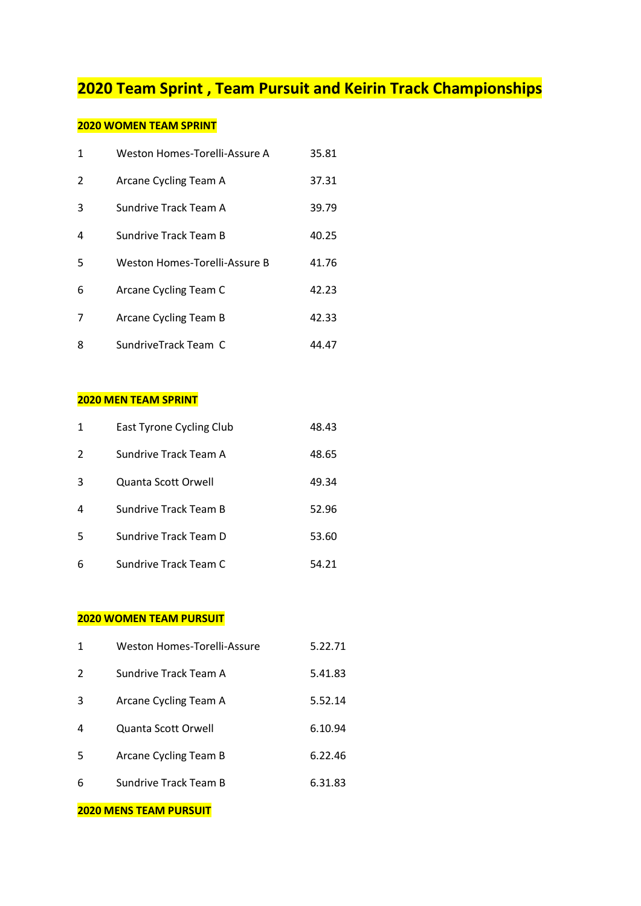# 2020 Team Sprint , Team Pursuit and Keirin Track Championships

## 2020 WOMEN TEAM SPRINT

| | | |
|---|---|---|
| 1 | Weston Homes-Torelli-Assure A | 35.81 |
| 2 | Arcane Cycling Team A | 37.31 |
| 3 | Sundrive Track Team A | 39.79 |
| 4 | Sundrive Track Team B | 40.25 |
| 5 | Weston Homes-Torelli-Assure B | 41.76 |
| 6 | Arcane Cycling Team C | 42.23 |
| 7 | Arcane Cycling Team B | 42.33 |
| 8 | SundriveTrack Team C | 44.47 |

## 2020 MEN TEAM SPRINT

| | | |
|---|---|---|
| 1 | East Tyrone Cycling Club | 48.43 |
| 2 | Sundrive Track Team A | 48.65 |
| 3 | Quanta Scott Orwell | 49.34 |
| 4 | Sundrive Track Team B | 52.96 |
| 5 | Sundrive Track Team D | 53.60 |
| 6 | Sundrive Track Team C | 54.21 |

## 2020 WOMEN TEAM PURSUIT

| | | |
|---|---|---|
| 1 | Weston Homes-Torelli-Assure | 5.22.71 |
| 2 | Sundrive Track Team A | 5.41.83 |
| 3 | Arcane Cycling Team A | 5.52.14 |
| 4 | Quanta Scott Orwell | 6.10.94 |
| 5 | Arcane Cycling Team B | 6.22.46 |
| 6 | Sundrive Track Team B | 6.31.83 |

## 2020 MENS TEAM PURSUIT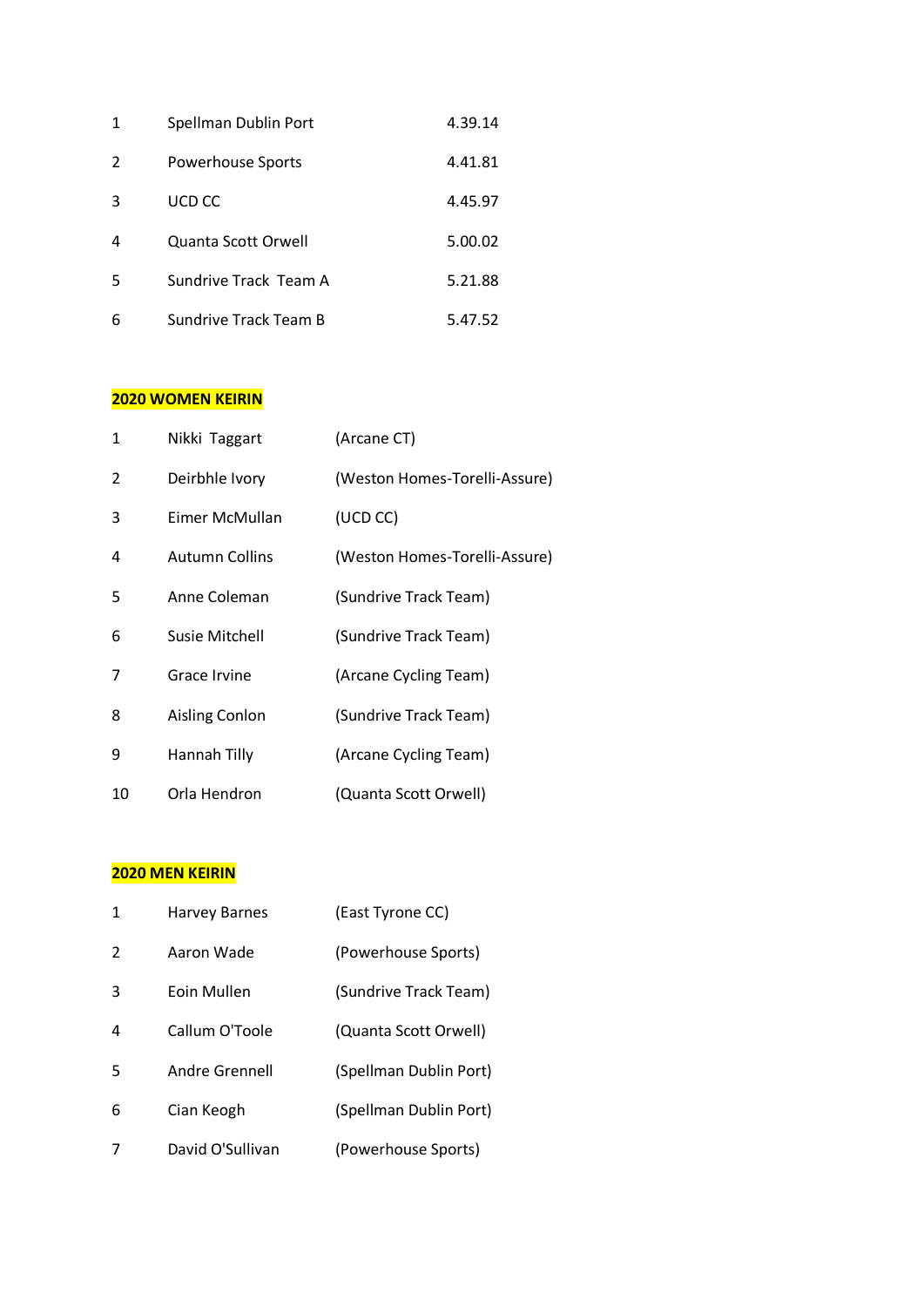| | | |
|---|---|---|
| 1 | Spellman Dublin Port | 4.39.14 |
| 2 | Powerhouse Sports | 4.41.81 |
| 3 | UCD CC | 4.45.97 |
| 4 | Quanta Scott Orwell | 5.00.02 |
| 5 | Sundrive Track Team A | 5.21.88 |
| 6 | Sundrive Track Team B | 5.47.52 |

**2020 WOMEN KEIRIN**

| | | |
|---|---|---|
| 1 | Nikki Taggart | (Arcane CT) |
| 2 | Deirbhle Ivory | (Weston Homes-Torelli-Assure) |
| 3 | Eimer McMullan | (UCD CC) |
| 4 | Autumn Collins | (Weston Homes-Torelli-Assure) |
| 5 | Anne Coleman | (Sundrive Track Team) |
| 6 | Susie Mitchell | (Sundrive Track Team) |
| 7 | Grace Irvine | (Arcane Cycling Team) |
| 8 | Aisling Conlon | (Sundrive Track Team) |
| 9 | Hannah Tilly | (Arcane Cycling Team) |
| 10 | Orla Hendron | (Quanta Scott Orwell) |

**2020 MEN KEIRIN**

| | | |
|---|---|---|
| 1 | Harvey Barnes | (East Tyrone CC) |
| 2 | Aaron Wade | (Powerhouse Sports) |
| 3 | Eoin Mullen | (Sundrive Track Team) |
| 4 | Callum O'Toole | (Quanta Scott Orwell) |
| 5 | Andre Grennell | (Spellman Dublin Port) |
| 6 | Cian Keogh | (Spellman Dublin Port) |
| 7 | David O'Sullivan | (Powerhouse Sports) |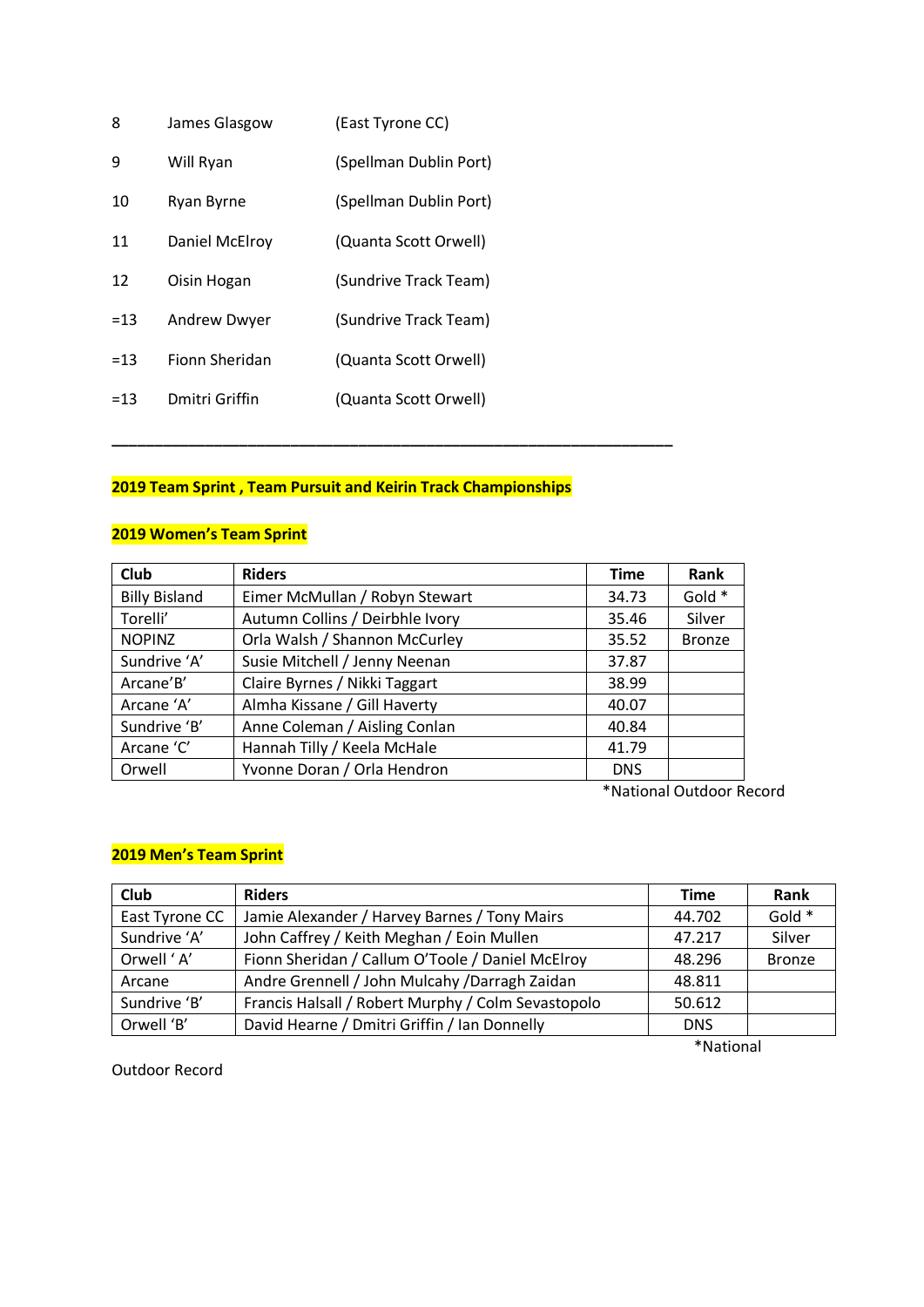| | | |
|---|---|---|
| 8 | James Glasgow | (East Tyrone CC) |
| 9 | Will Ryan | (Spellman Dublin Port) |
| 10 | Ryan Byrne | (Spellman Dublin Port) |
| 11 | Daniel McElroy | (Quanta Scott Orwell) |
| 12 | Oisin Hogan | (Sundrive Track Team) |
| =13 | Andrew Dwyer | (Sundrive Track Team) |
| =13 | Fionn Sheridan | (Quanta Scott Orwell) |
| =13 | Dmitri Griffin | (Quanta Scott Orwell) |

---

**2019 Team Sprint , Team Pursuit and Keirin Track Championships**

**2019 Women's Team Sprint**

| Club | Riders | Time | Rank |
|---|---|---|---|
| Billy Bisland | Eimer McMullan / Robyn Stewart | 34.73 | Gold * |
| Torelli' | Autumn Collins / Deirbhle Ivory | 35.46 | Silver |
| NOPINZ | Orla Walsh / Shannon McCurley | 35.52 | Bronze |
| Sundrive 'A' | Susie Mitchell / Jenny Neenan | 37.87 | |
| Arcane'B' | Claire Byrnes / Nikki Taggart | 38.99 | |
| Arcane 'A' | Almha Kissane / Gill Haverty | 40.07 | |
| Sundrive 'B' | Anne Coleman / Aisling Conlan | 40.84 | |
| Arcane 'C' | Hannah Tilly / Keela McHale | 41.79 | |
| Orwell | Yvonne Doran / Orla Hendron | DNS | |

*National Outdoor Record

**2019 Men's Team Sprint**

| Club | Riders | Time | Rank |
|---|---|---|---|
| East Tyrone CC | Jamie Alexander / Harvey Barnes / Tony Mairs | 44.702 | Gold * |
| Sundrive 'A' | John Caffrey / Keith Meghan / Eoin Mullen | 47.217 | Silver |
| Orwell ' A' | Fionn Sheridan / Callum O'Toole / Daniel McElroy | 48.296 | Bronze |
| Arcane | Andre Grennell / John Mulcahy /Darragh Zaidan | 48.811 | |
| Sundrive 'B' | Francis Halsall / Robert Murphy / Colm Sevastopolo | 50.612 | |
| Orwell 'B' | David Hearne / Dmitri Griffin / Ian Donnelly | DNS | |

*National Outdoor Record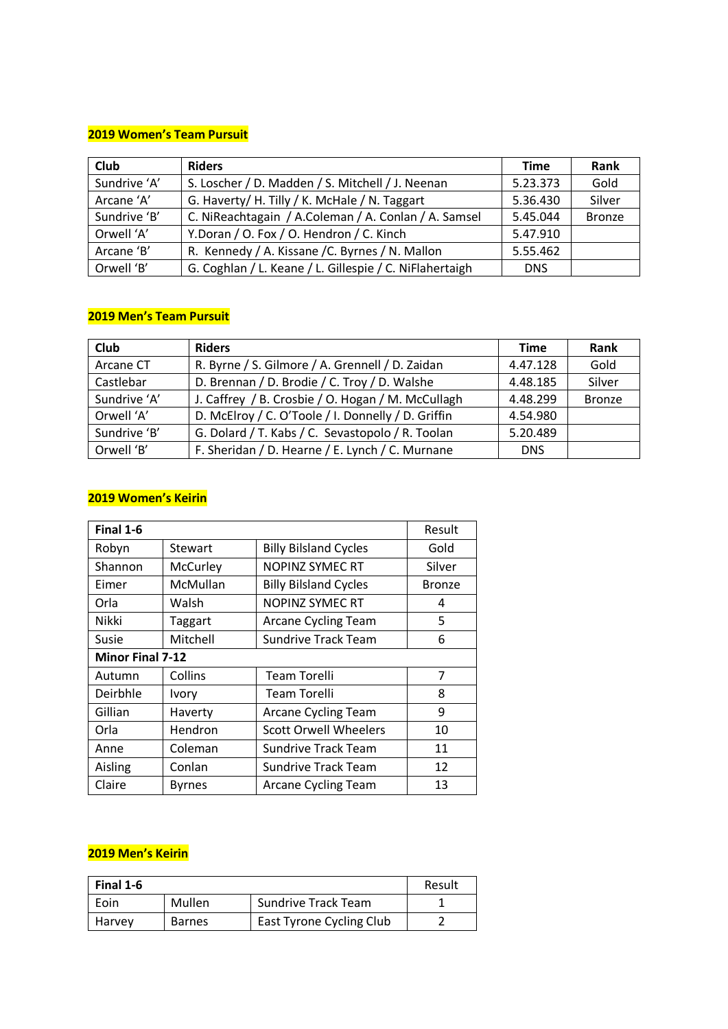**2019 Women's Team Pursuit**

| Club | Riders | Time | Rank |
|---|---|---|---|
| Sundrive 'A' | S. Loscher / D. Madden / S. Mitchell / J. Neenan | 5.23.373 | Gold |
| Arcane 'A' | G. Haverty/ H. Tilly / K. McHale / N. Taggart | 5.36.430 | Silver |
| Sundrive 'B' | C. NiReachtagain / A.Coleman / A. Conlan / A. Samsel | 5.45.044 | Bronze |
| Orwell 'A' | Y.Doran / O. Fox / O. Hendron / C. Kinch | 5.47.910 | |
| Arcane 'B' | R. Kennedy / A. Kissane /C. Byrnes / N. Mallon | 5.55.462 | |
| Orwell 'B' | G. Coghlan / L. Keane / L. Gillespie / C. NiFlahertaigh | DNS | |

**2019 Men's Team Pursuit**

| Club | Riders | Time | Rank |
|---|---|---|---|
| Arcane CT | R. Byrne / S. Gilmore / A. Grennell / D. Zaidan | 4.47.128 | Gold |
| Castlebar | D. Brennan / D. Brodie / C. Troy / D. Walshe | 4.48.185 | Silver |
| Sundrive 'A' | J. Caffrey / B. Crosbie / O. Hogan / M. McCullagh | 4.48.299 | Bronze |
| Orwell 'A' | D. McElroy / C. O'Toole / I. Donnelly / D. Griffin | 4.54.980 | |
| Sundrive 'B' | G. Dolard / T. Kabs / C. Sevastopolo / R. Toolan | 5.20.489 | |
| Orwell 'B' | F. Sheridan / D. Hearne / E. Lynch / C. Murnane | DNS | |

**2019 Women's Keirin**

| **Final 1-6** | | | Result |
|---|---|---|---|
| Robyn | Stewart | Billy Bilsland Cycles | Gold |
| Shannon | McCurley | NOPINZ SYMEC RT | Silver |
| Eimer | McMullan | Billy Bilsland Cycles | Bronze |
| Orla | Walsh | NOPINZ SYMEC RT | 4 |
| Nikki | Taggart | Arcane Cycling Team | 5 |
| Susie | Mitchell | Sundrive Track Team | 6 |
| **Minor Final 7-12** | | | |
| Autumn | Collins | Team Torelli | 7 |
| Deirbhle | Ivory | Team Torelli | 8 |
| Gillian | Haverty | Arcane Cycling Team | 9 |
| Orla | Hendron | Scott Orwell Wheelers | 10 |
| Anne | Coleman | Sundrive Track Team | 11 |
| Aisling | Conlan | Sundrive Track Team | 12 |
| Claire | Byrnes | Arcane Cycling Team | 13 |

**2019 Men's Keirin**

| **Final 1-6** | | | Result |
|---|---|---|---|
| Eoin | Mullen | Sundrive Track Team | 1 |
| Harvey | Barnes | East Tyrone Cycling Club | 2 |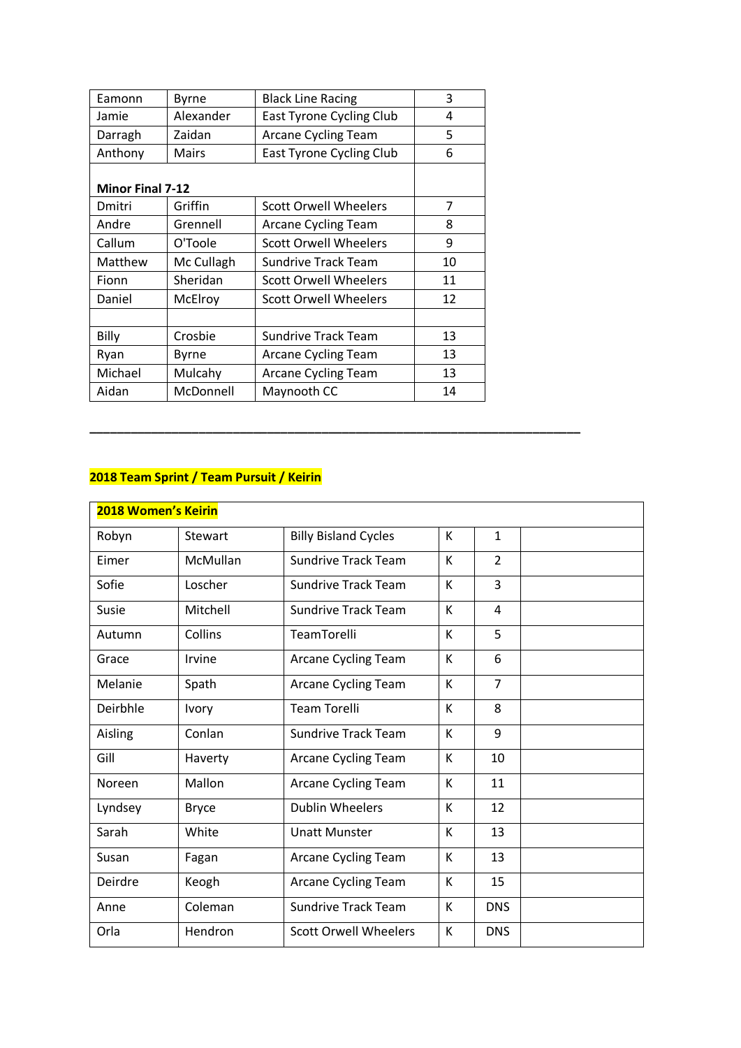| | | | |
|---|---|---|---|
| Eamonn | Byrne | Black Line Racing | 3 |
| Jamie | Alexander | East Tyrone Cycling Club | 4 |
| Darragh | Zaidan | Arcane Cycling Team | 5 |
| Anthony | Mairs | East Tyrone Cycling Club | 6 |
| **Minor Final 7-12** | | | |
| Dmitri | Griffin | Scott Orwell Wheelers | 7 |
| Andre | Grennell | Arcane Cycling Team | 8 |
| Callum | O'Toole | Scott Orwell Wheelers | 9 |
| Matthew | Mc Cullagh | Sundrive Track Team | 10 |
| Fionn | Sheridan | Scott Orwell Wheelers | 11 |
| Daniel | McElroy | Scott Orwell Wheelers | 12 |
| | | | |
| Billy | Crosbie | Sundrive Track Team | 13 |
| Ryan | Byrne | Arcane Cycling Team | 13 |
| Michael | Mulcahy | Arcane Cycling Team | 13 |
| Aidan | McDonnell | Maynooth CC | 14 |

---

## 2018 Team Sprint / Team Pursuit / Keirin

| **2018 Women's Keirin** | | | | | |
|---|---|---|---|---|---|
| Robyn | Stewart | Billy Bisland Cycles | K | 1 | |
| Eimer | McMullan | Sundrive Track Team | K | 2 | |
| Sofie | Loscher | Sundrive Track Team | K | 3 | |
| Susie | Mitchell | Sundrive Track Team | K | 4 | |
| Autumn | Collins | TeamTorelli | K | 5 | |
| Grace | Irvine | Arcane Cycling Team | K | 6 | |
| Melanie | Spath | Arcane Cycling Team | K | 7 | |
| Deirbhle | Ivory | Team Torelli | K | 8 | |
| Aisling | Conlan | Sundrive Track Team | K | 9 | |
| Gill | Haverty | Arcane Cycling Team | K | 10 | |
| Noreen | Mallon | Arcane Cycling Team | K | 11 | |
| Lyndsey | Bryce | Dublin Wheelers | K | 12 | |
| Sarah | White | Unatt Munster | K | 13 | |
| Susan | Fagan | Arcane Cycling Team | K | 13 | |
| Deirdre | Keogh | Arcane Cycling Team | K | 15 | |
| Anne | Coleman | Sundrive Track Team | K | DNS | |
| Orla | Hendron | Scott Orwell Wheelers | K | DNS | |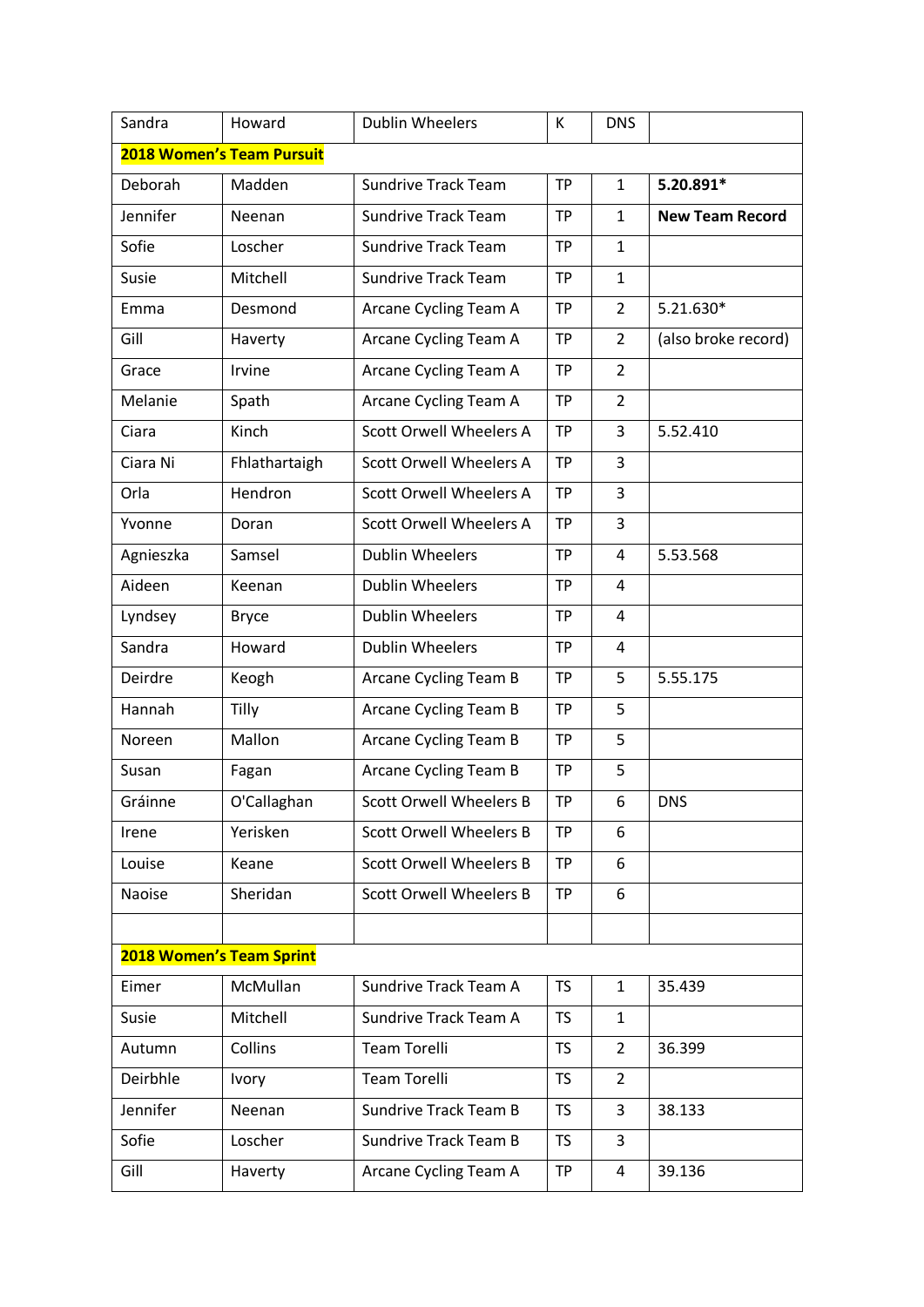| Sandra | Howard | Dublin Wheelers | K | DNS | |
|---|---|---|---|---|---|
| **2018 Women's Team Pursuit** | | | | | |
| Deborah | Madden | Sundrive Track Team | TP | 1 | **5.20.891*** |
| Jennifer | Neenan | Sundrive Track Team | TP | 1 | **New Team Record** |
| Sofie | Loscher | Sundrive Track Team | TP | 1 | |
| Susie | Mitchell | Sundrive Track Team | TP | 1 | |
| Emma | Desmond | Arcane Cycling Team A | TP | 2 | 5.21.630* |
| Gill | Haverty | Arcane Cycling Team A | TP | 2 | (also broke record) |
| Grace | Irvine | Arcane Cycling Team A | TP | 2 | |
| Melanie | Spath | Arcane Cycling Team A | TP | 2 | |
| Ciara | Kinch | Scott Orwell Wheelers A | TP | 3 | 5.52.410 |
| Ciara Ni | Fhlathartaigh | Scott Orwell Wheelers A | TP | 3 | |
| Orla | Hendron | Scott Orwell Wheelers A | TP | 3 | |
| Yvonne | Doran | Scott Orwell Wheelers A | TP | 3 | |
| Agnieszka | Samsel | Dublin Wheelers | TP | 4 | 5.53.568 |
| Aideen | Keenan | Dublin Wheelers | TP | 4 | |
| Lyndsey | Bryce | Dublin Wheelers | TP | 4 | |
| Sandra | Howard | Dublin Wheelers | TP | 4 | |
| Deirdre | Keogh | Arcane Cycling Team B | TP | 5 | 5.55.175 |
| Hannah | Tilly | Arcane Cycling Team B | TP | 5 | |
| Noreen | Mallon | Arcane Cycling Team B | TP | 5 | |
| Susan | Fagan | Arcane Cycling Team B | TP | 5 | |
| Gráinne | O'Callaghan | Scott Orwell Wheelers B | TP | 6 | DNS |
| Irene | Yerisken | Scott Orwell Wheelers B | TP | 6 | |
| Louise | Keane | Scott Orwell Wheelers B | TP | 6 | |
| Naoise | Sheridan | Scott Orwell Wheelers B | TP | 6 | |
| | | | | | |
| **2018 Women's Team Sprint** | | | | | |
| Eimer | McMullan | Sundrive Track Team A | TS | 1 | 35.439 |
| Susie | Mitchell | Sundrive Track Team A | TS | 1 | |
| Autumn | Collins | Team Torelli | TS | 2 | 36.399 |
| Deirbhle | Ivory | Team Torelli | TS | 2 | |
| Jennifer | Neenan | Sundrive Track Team B | TS | 3 | 38.133 |
| Sofie | Loscher | Sundrive Track Team B | TS | 3 | |
| Gill | Haverty | Arcane Cycling Team A | TP | 4 | 39.136 |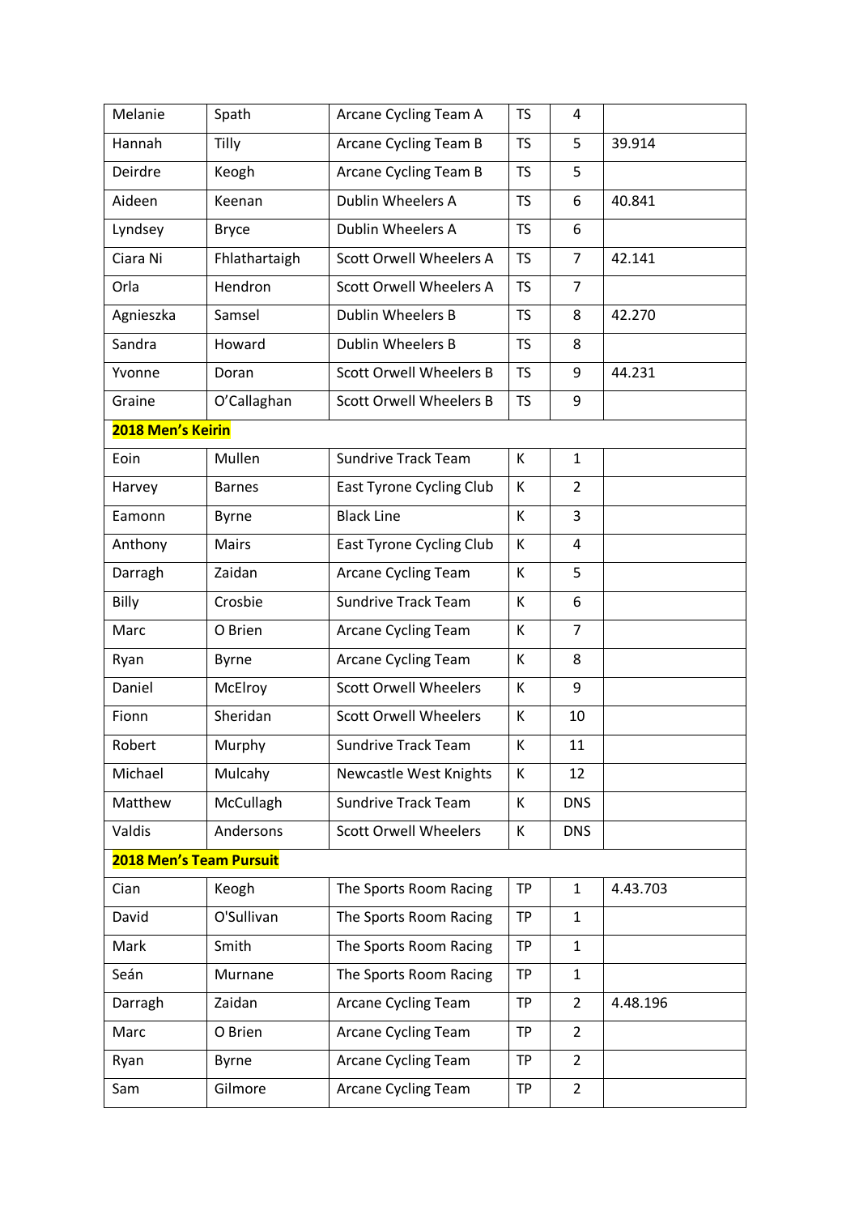| | | | | | |
|---|---|---|---|---|---|
| Melanie | Spath | Arcane Cycling Team A | TS | 4 | |
| Hannah | Tilly | Arcane Cycling Team B | TS | 5 | 39.914 |
| Deirdre | Keogh | Arcane Cycling Team B | TS | 5 | |
| Aideen | Keenan | Dublin Wheelers A | TS | 6 | 40.841 |
| Lyndsey | Bryce | Dublin Wheelers A | TS | 6 | |
| Ciara Ni | Fhlathartaigh | Scott Orwell Wheelers A | TS | 7 | 42.141 |
| Orla | Hendron | Scott Orwell Wheelers A | TS | 7 | |
| Agnieszka | Samsel | Dublin Wheelers B | TS | 8 | 42.270 |
| Sandra | Howard | Dublin Wheelers B | TS | 8 | |
| Yvonne | Doran | Scott Orwell Wheelers B | TS | 9 | 44.231 |
| Graine | O'Callaghan | Scott Orwell Wheelers B | TS | 9 | |
| **2018 Men's Keirin** | | | | | |
| Eoin | Mullen | Sundrive Track Team | K | 1 | |
| Harvey | Barnes | East Tyrone Cycling Club | K | 2 | |
| Eamonn | Byrne | Black Line | K | 3 | |
| Anthony | Mairs | East Tyrone Cycling Club | K | 4 | |
| Darragh | Zaidan | Arcane Cycling Team | K | 5 | |
| Billy | Crosbie | Sundrive Track Team | K | 6 | |
| Marc | O Brien | Arcane Cycling Team | K | 7 | |
| Ryan | Byrne | Arcane Cycling Team | K | 8 | |
| Daniel | McElroy | Scott Orwell Wheelers | K | 9 | |
| Fionn | Sheridan | Scott Orwell Wheelers | K | 10 | |
| Robert | Murphy | Sundrive Track Team | K | 11 | |
| Michael | Mulcahy | Newcastle West Knights | K | 12 | |
| Matthew | McCullagh | Sundrive Track Team | K | DNS | |
| Valdis | Andersons | Scott Orwell Wheelers | K | DNS | |
| **2018 Men's Team Pursuit** | | | | | |
| Cian | Keogh | The Sports Room Racing | TP | 1 | 4.43.703 |
| David | O'Sullivan | The Sports Room Racing | TP | 1 | |
| Mark | Smith | The Sports Room Racing | TP | 1 | |
| Seán | Murnane | The Sports Room Racing | TP | 1 | |
| Darragh | Zaidan | Arcane Cycling Team | TP | 2 | 4.48.196 |
| Marc | O Brien | Arcane Cycling Team | TP | 2 | |
| Ryan | Byrne | Arcane Cycling Team | TP | 2 | |
| Sam | Gilmore | Arcane Cycling Team | TP | 2 | |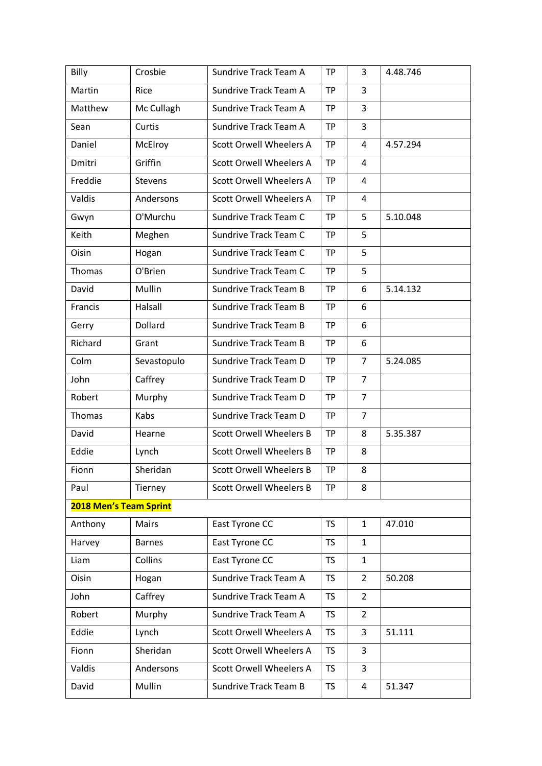| | | | | | |
|---|---|---|---|---|---|
| Billy | Crosbie | Sundrive Track Team A | TP | 3 | 4.48.746 |
| Martin | Rice | Sundrive Track Team A | TP | 3 | |
| Matthew | Mc Cullagh | Sundrive Track Team A | TP | 3 | |
| Sean | Curtis | Sundrive Track Team A | TP | 3 | |
| Daniel | McElroy | Scott Orwell Wheelers A | TP | 4 | 4.57.294 |
| Dmitri | Griffin | Scott Orwell Wheelers A | TP | 4 | |
| Freddie | Stevens | Scott Orwell Wheelers A | TP | 4 | |
| Valdis | Andersons | Scott Orwell Wheelers A | TP | 4 | |
| Gwyn | O'Murchu | Sundrive Track Team C | TP | 5 | 5.10.048 |
| Keith | Meghen | Sundrive Track Team C | TP | 5 | |
| Oisin | Hogan | Sundrive Track Team C | TP | 5 | |
| Thomas | O'Brien | Sundrive Track Team C | TP | 5 | |
| David | Mullin | Sundrive Track Team B | TP | 6 | 5.14.132 |
| Francis | Halsall | Sundrive Track Team B | TP | 6 | |
| Gerry | Dollard | Sundrive Track Team B | TP | 6 | |
| Richard | Grant | Sundrive Track Team B | TP | 6 | |
| Colm | Sevastopulo | Sundrive Track Team D | TP | 7 | 5.24.085 |
| John | Caffrey | Sundrive Track Team D | TP | 7 | |
| Robert | Murphy | Sundrive Track Team D | TP | 7 | |
| Thomas | Kabs | Sundrive Track Team D | TP | 7 | |
| David | Hearne | Scott Orwell Wheelers B | TP | 8 | 5.35.387 |
| Eddie | Lynch | Scott Orwell Wheelers B | TP | 8 | |
| Fionn | Sheridan | Scott Orwell Wheelers B | TP | 8 | |
| Paul | Tierney | Scott Orwell Wheelers B | TP | 8 | |
| **2018 Men's Team Sprint** | | | | | |
| Anthony | Mairs | East Tyrone CC | TS | 1 | 47.010 |
| Harvey | Barnes | East Tyrone CC | TS | 1 | |
| Liam | Collins | East Tyrone CC | TS | 1 | |
| Oisin | Hogan | Sundrive Track Team A | TS | 2 | 50.208 |
| John | Caffrey | Sundrive Track Team A | TS | 2 | |
| Robert | Murphy | Sundrive Track Team A | TS | 2 | |
| Eddie | Lynch | Scott Orwell Wheelers A | TS | 3 | 51.111 |
| Fionn | Sheridan | Scott Orwell Wheelers A | TS | 3 | |
| Valdis | Andersons | Scott Orwell Wheelers A | TS | 3 | |
| David | Mullin | Sundrive Track Team B | TS | 4 | 51.347 |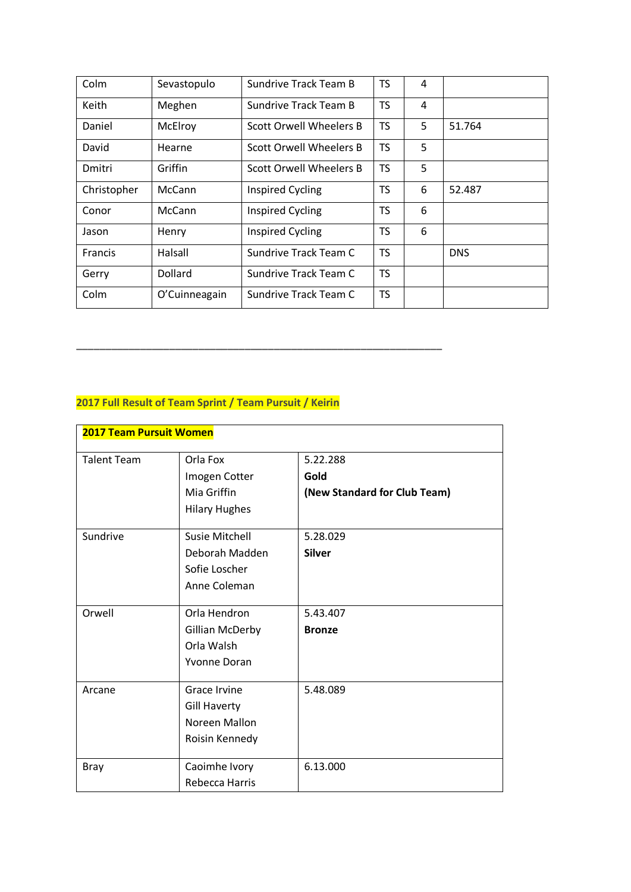| Colm | Sevastopulo | Sundrive Track Team B | TS | 4 | |
|---|---|---|---|---|---|
| Keith | Meghen | Sundrive Track Team B | TS | 4 | |
| Daniel | McElroy | Scott Orwell Wheelers B | TS | 5 | 51.764 |
| David | Hearne | Scott Orwell Wheelers B | TS | 5 | |
| Dmitri | Griffin | Scott Orwell Wheelers B | TS | 5 | |
| Christopher | McCann | Inspired Cycling | TS | 6 | 52.487 |
| Conor | McCann | Inspired Cycling | TS | 6 | |
| Jason | Henry | Inspired Cycling | TS | 6 | |
| Francis | Halsall | Sundrive Track Team C | TS | | DNS |
| Gerry | Dollard | Sundrive Track Team C | TS | | |
| Colm | O'Cuinneagain | Sundrive Track Team C | TS | | |

---

**2017 Full Result of Team Sprint / Team Pursuit / Keirin**

| **2017 Team Pursuit Women** | | |
|---|---|---|
| Talent Team | Orla Fox<br>Imogen Cotter<br>Mia Griffin<br>Hilary Hughes | 5.22.288<br>**Gold**<br>**(New Standard for Club Team)** |
| Sundrive | Susie Mitchell<br>Deborah Madden<br>Sofie Loscher<br>Anne Coleman | 5.28.029<br>**Silver** |
| Orwell | Orla Hendron<br>Gillian McDerby<br>Orla Walsh<br>Yvonne Doran | 5.43.407<br>**Bronze** |
| Arcane | Grace Irvine<br>Gill Haverty<br>Noreen Mallon<br>Roisin Kennedy | 5.48.089 |
| Bray | Caoimhe Ivory<br>Rebecca Harris | 6.13.000 |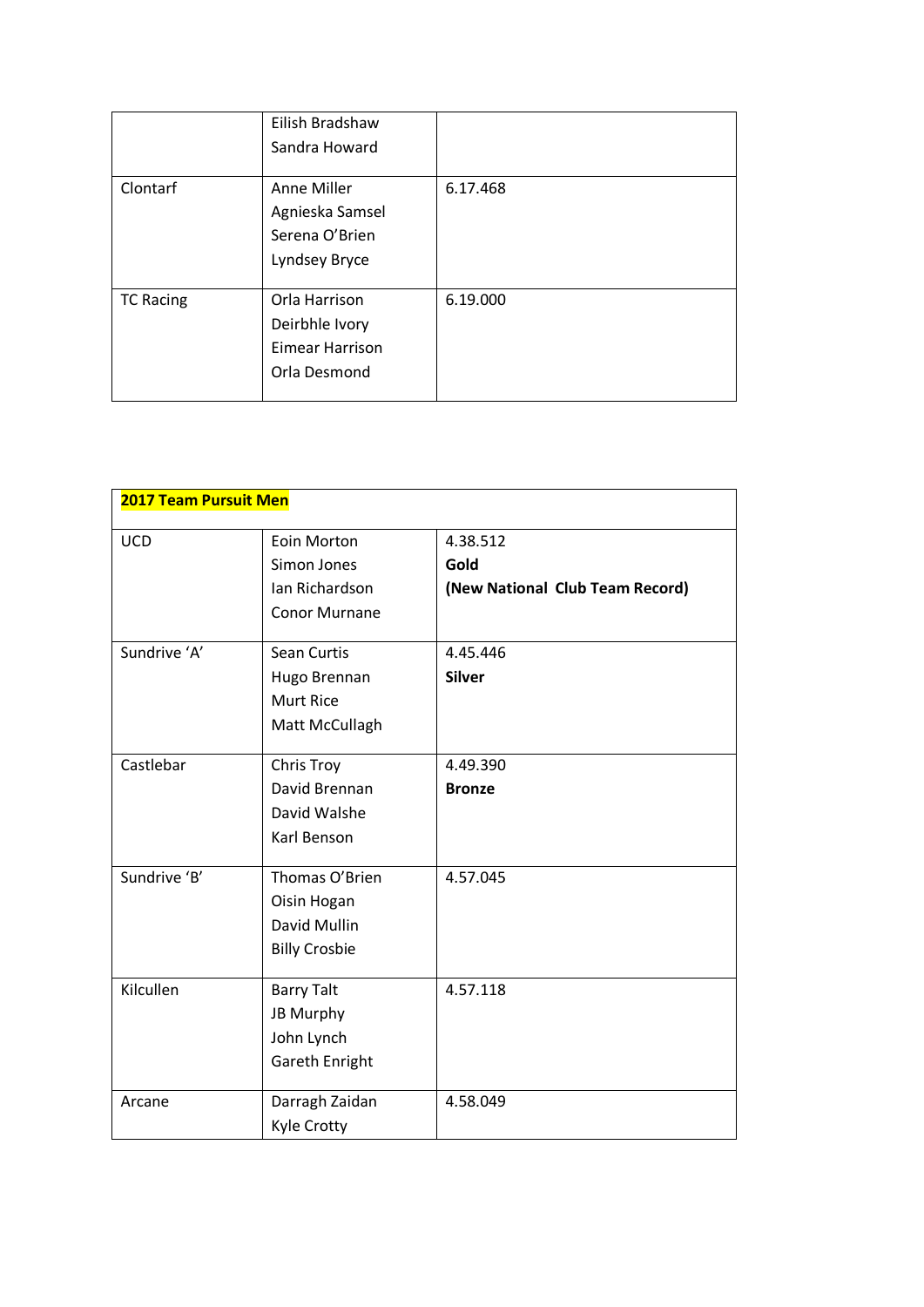|  |  |  |
|---|---|---|
|  | Eilish Bradshaw<br>Sandra Howard |  |
| Clontarf | Anne Miller<br>Agnieska Samsel<br>Serena O'Brien<br>Lyndsey Bryce | 6.17.468 |
| TC Racing | Orla Harrison<br>Deirbhle Ivory<br>Eimear Harrison<br>Orla Desmond | 6.19.000 |

| **2017 Team Pursuit Men** |  |  |
|---|---|---|
| UCD | Eoin Morton<br>Simon Jones<br>Ian Richardson<br>Conor Murnane | 4.38.512<br>**Gold**<br>**(New National Club Team Record)** |
| Sundrive 'A' | Sean Curtis<br>Hugo Brennan<br>Murt Rice<br>Matt McCullagh | 4.45.446<br>**Silver** |
| Castlebar | Chris Troy<br>David Brennan<br>David Walshe<br>Karl Benson | 4.49.390<br>**Bronze** |
| Sundrive 'B' | Thomas O'Brien<br>Oisin Hogan<br>David Mullin<br>Billy Crosbie | 4.57.045 |
| Kilcullen | Barry Talt<br>JB Murphy<br>John Lynch<br>Gareth Enright | 4.57.118 |
| Arcane | Darragh Zaidan<br>Kyle Crotty | 4.58.049 |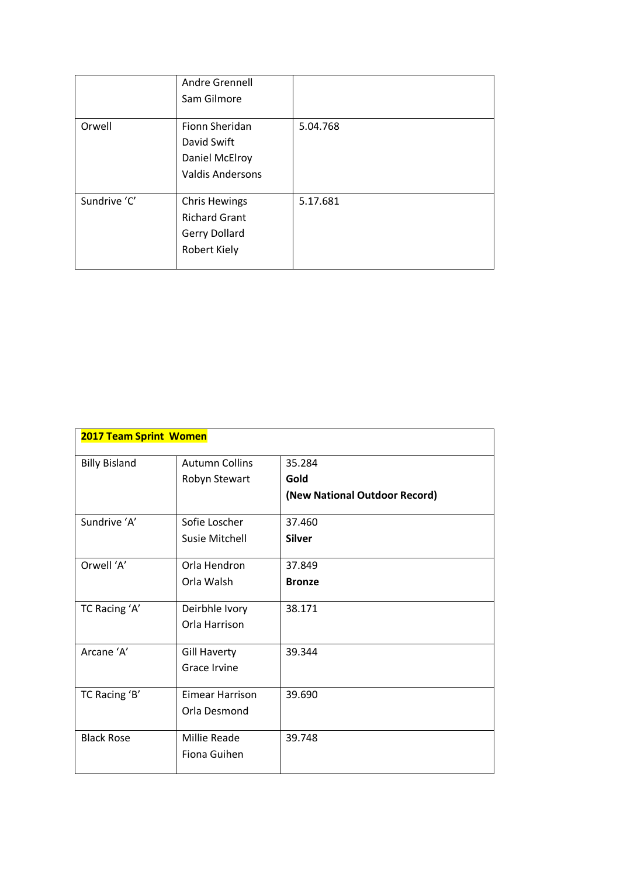| | | |
|---|---|---|
| | Andre Grennell<br>Sam Gilmore | |
| Orwell | Fionn Sheridan<br>David Swift<br>Daniel McElroy<br>Valdis Andersons | 5.04.768 |
| Sundrive 'C' | Chris Hewings<br>Richard Grant<br>Gerry Dollard<br>Robert Kiely | 5.17.681 |

| **2017 Team Sprint Women** | | |
|---|---|---|
| Billy Bisland | Autumn Collins<br>Robyn Stewart | 35.284<br>**Gold**<br>**(New National Outdoor Record)** |
| Sundrive 'A' | Sofie Loscher<br>Susie Mitchell | 37.460<br>**Silver** |
| Orwell 'A' | Orla Hendron<br>Orla Walsh | 37.849<br>**Bronze** |
| TC Racing 'A' | Deirbhle Ivory<br>Orla Harrison | 38.171 |
| Arcane 'A' | Gill Haverty<br>Grace Irvine | 39.344 |
| TC Racing 'B' | Eimear Harrison<br>Orla Desmond | 39.690 |
| Black Rose | Millie Reade<br>Fiona Guihen | 39.748 |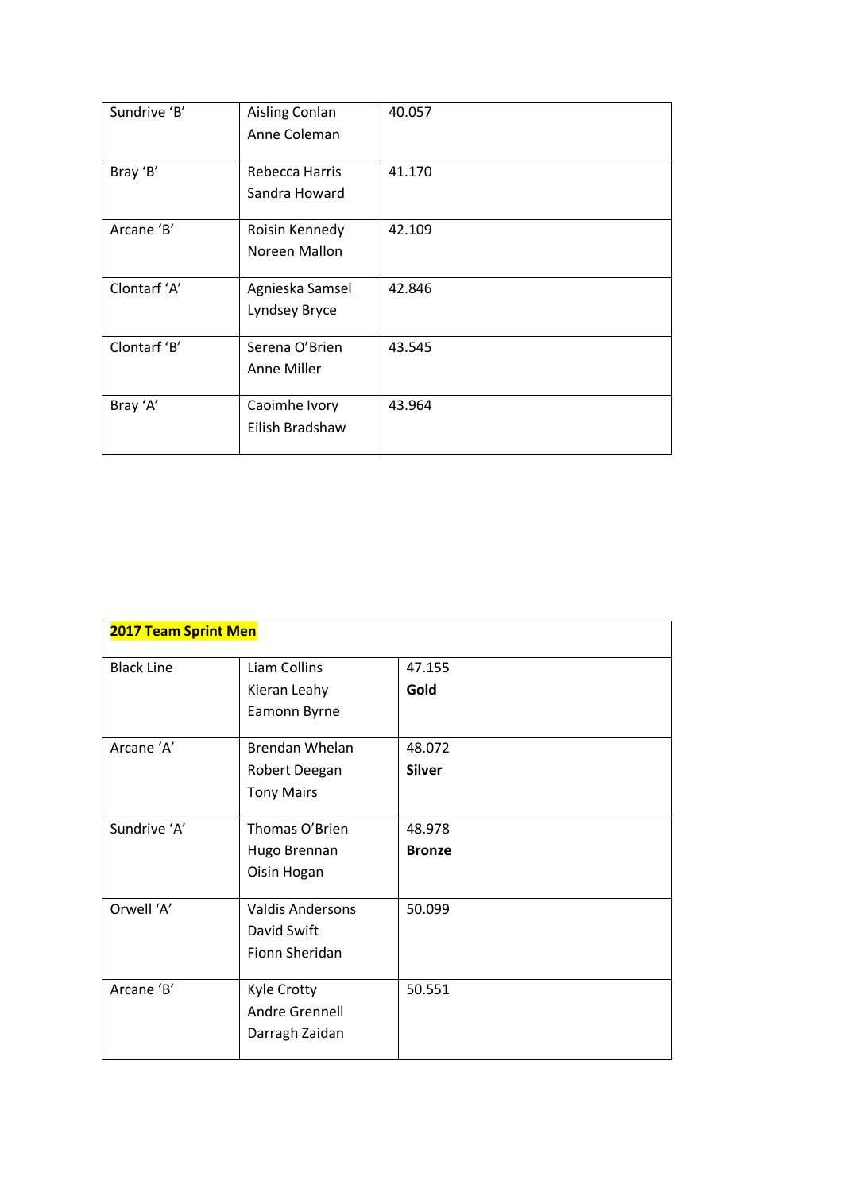| | | |
|---|---|---|
| Sundrive 'B' | Aisling Conlan<br>Anne Coleman | 40.057 |
| Bray 'B' | Rebecca Harris<br>Sandra Howard | 41.170 |
| Arcane 'B' | Roisin Kennedy<br>Noreen Mallon | 42.109 |
| Clontarf 'A' | Agnieska Samsel<br>Lyndsey Bryce | 42.846 |
| Clontarf 'B' | Serena O'Brien<br>Anne Miller | 43.545 |
| Bray 'A' | Caoimhe Ivory<br>Eilish Bradshaw | 43.964 |

| **2017 Team Sprint Men** | | |
|---|---|---|
| Black Line | Liam Collins<br>Kieran Leahy<br>Eamonn Byrne | 47.155<br>**Gold** |
| Arcane 'A' | Brendan Whelan<br>Robert Deegan<br>Tony Mairs | 48.072<br>**Silver** |
| Sundrive 'A' | Thomas O'Brien<br>Hugo Brennan<br>Oisin Hogan | 48.978<br>**Bronze** |
| Orwell 'A' | Valdis Andersons<br>David Swift<br>Fionn Sheridan | 50.099 |
| Arcane 'B' | Kyle Crotty<br>Andre Grennell<br>Darragh Zaidan | 50.551 |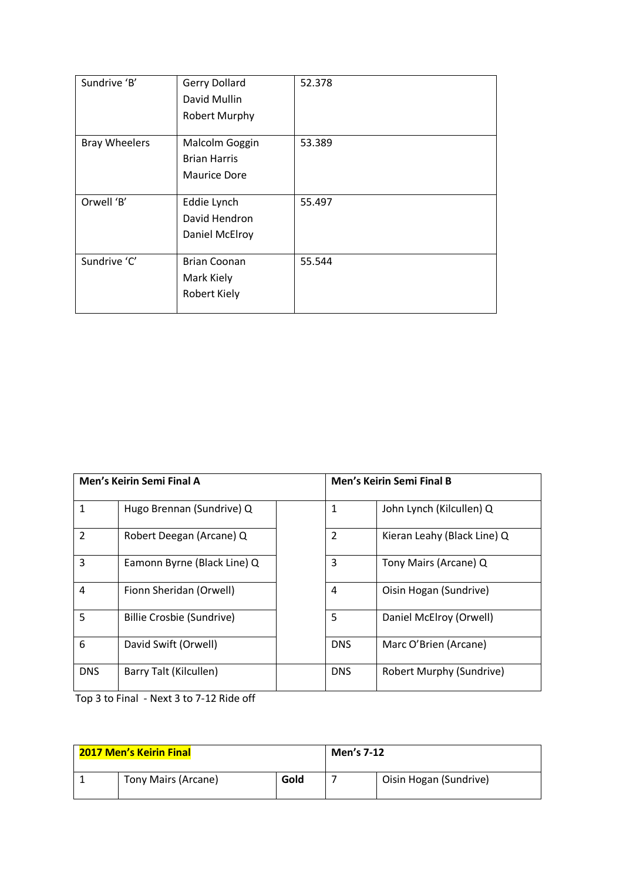| | | |
|---|---|---|
| Sundrive 'B' | Gerry Dollard<br>David Mullin<br>Robert Murphy | 52.378 |
| Bray Wheelers | Malcolm Goggin<br>Brian Harris<br>Maurice Dore | 53.389 |
| Orwell 'B' | Eddie Lynch<br>David Hendron<br>Daniel McElroy | 55.497 |
| Sundrive 'C' | Brian Coonan<br>Mark Kiely<br>Robert Kiely | 55.544 |

| **Men's Keirin Semi Final A** | | | **Men's Keirin Semi Final B** | |
|---|---|---|---|---|
| 1 | Hugo Brennan (Sundrive) Q | | 1 | John Lynch (Kilcullen) Q |
| 2 | Robert Deegan (Arcane) Q | | 2 | Kieran Leahy (Black Line) Q |
| 3 | Eamonn Byrne (Black Line) Q | | 3 | Tony Mairs (Arcane) Q |
| 4 | Fionn Sheridan (Orwell) | | 4 | Oisin Hogan (Sundrive) |
| 5 | Billie Crosbie (Sundrive) | | 5 | Daniel McElroy (Orwell) |
| 6 | David Swift (Orwell) | | DNS | Marc O'Brien (Arcane) |
| DNS | Barry Talt (Kilcullen) | | DNS | Robert Murphy (Sundrive) |

Top 3 to Final - Next 3 to 7-12 Ride off

| **2017 Men's Keirin Final** | | | **Men's 7-12** | |
|---|---|---|---|---|
| 1 | Tony Mairs (Arcane) | **Gold** | 7 | Oisin Hogan (Sundrive) |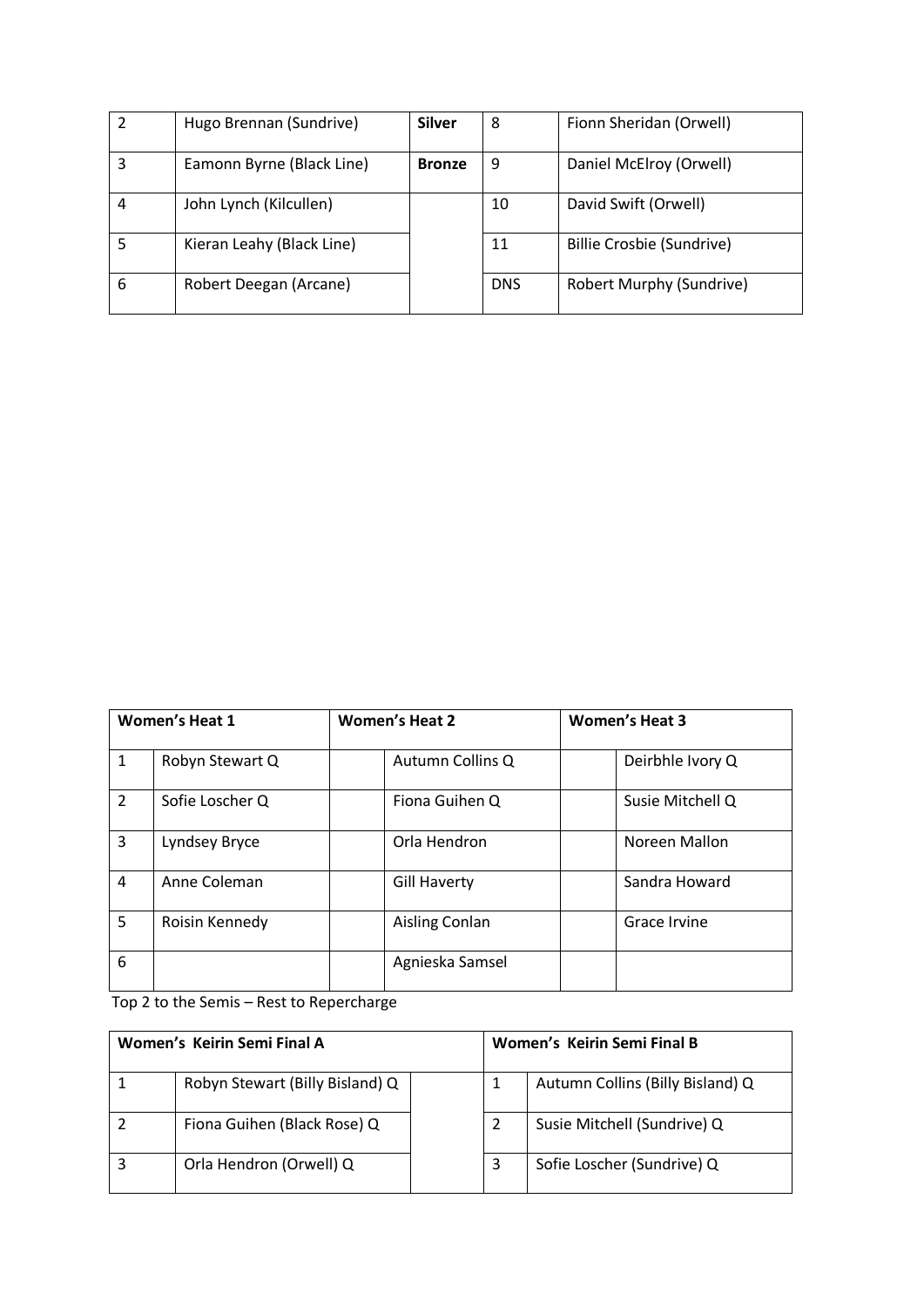| | | | | |
|---|---|---|---|---|
| 2 | Hugo Brennan (Sundrive) | **Silver** | 8 | Fionn Sheridan (Orwell) |
| 3 | Eamonn Byrne (Black Line) | **Bronze** | 9 | Daniel McElroy (Orwell) |
| 4 | John Lynch (Kilcullen) | | 10 | David Swift (Orwell) |
| 5 | Kieran Leahy (Black Line) | | 11 | Billie Crosbie (Sundrive) |
| 6 | Robert Deegan (Arcane) | | DNS | Robert Murphy (Sundrive) |

| **Women's Heat 1** | | **Women's Heat 2** | | **Women's Heat 3** | |
|---|---|---|---|---|---|
| 1 | Robyn Stewart Q | | Autumn Collins Q | | Deirbhle Ivory Q |
| 2 | Sofie Loscher Q | | Fiona Guihen Q | | Susie Mitchell Q |
| 3 | Lyndsey Bryce | | Orla Hendron | | Noreen Mallon |
| 4 | Anne Coleman | | Gill Haverty | | Sandra Howard |
| 5 | Roisin Kennedy | | Aisling Conlan | | Grace Irvine |
| 6 | | | Agnieska Samsel | | |

Top 2 to the Semis – Rest to Repercharge

| **Women's Keirin Semi Final A** | | | **Women's Keirin Semi Final B** | |
|---|---|---|---|---|
| 1 | Robyn Stewart (Billy Bisland) Q | | 1 | Autumn Collins (Billy Bisland) Q |
| 2 | Fiona Guihen (Black Rose) Q | | 2 | Susie Mitchell (Sundrive) Q |
| 3 | Orla Hendron (Orwell) Q | | 3 | Sofie Loscher (Sundrive) Q |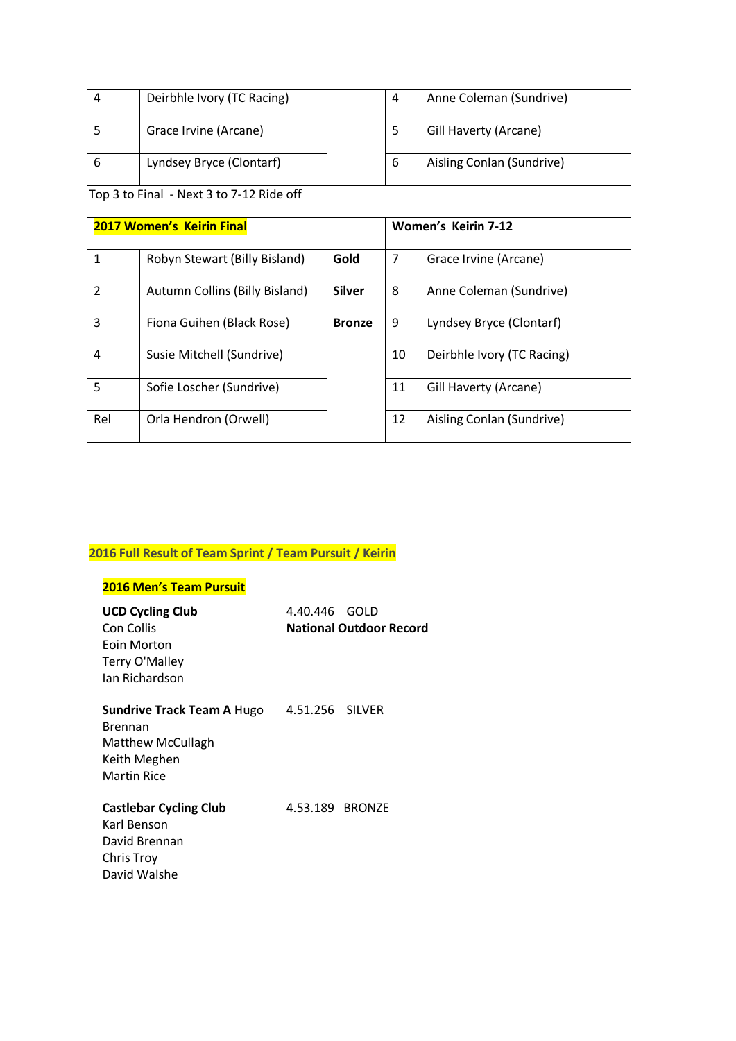| | | | | |
|---|---|---|---|---|
| 4 | Deirbhle Ivory (TC Racing) | | 4 | Anne Coleman (Sundrive) |
| 5 | Grace Irvine (Arcane) | | 5 | Gill Haverty (Arcane) |
| 6 | Lyndsey Bryce (Clontarf) | | 6 | Aisling Conlan (Sundrive) |

Top 3 to Final - Next 3 to 7-12 Ride off

| **2017 Women's Keirin Final** | | | **Women's Keirin 7-12** | |
|---|---|---|---|---|
| 1 | Robyn Stewart (Billy Bisland) | **Gold** | 7 | Grace Irvine (Arcane) |
| 2 | Autumn Collins (Billy Bisland) | **Silver** | 8 | Anne Coleman (Sundrive) |
| 3 | Fiona Guihen (Black Rose) | **Bronze** | 9 | Lyndsey Bryce (Clontarf) |
| 4 | Susie Mitchell (Sundrive) | | 10 | Deirbhle Ivory (TC Racing) |
| 5 | Sofie Loscher (Sundrive) | | 11 | Gill Haverty (Arcane) |
| Rel | Orla Hendron (Orwell) | | 12 | Aisling Conlan (Sundrive) |

## 2016 Full Result of Team Sprint / Team Pursuit / Keirin

### 2016 Men's Team Pursuit

**UCD Cycling Club** — 4.40.446 GOLD **National Outdoor Record**
Con Collis
Eoin Morton
Terry O'Malley
Ian Richardson

**Sundrive Track Team A** — 4.51.256 SILVER
Hugo Brennan
Matthew McCullagh
Keith Meghen
Martin Rice

**Castlebar Cycling Club** — 4.53.189 BRONZE
Karl Benson
David Brennan
Chris Troy
David Walshe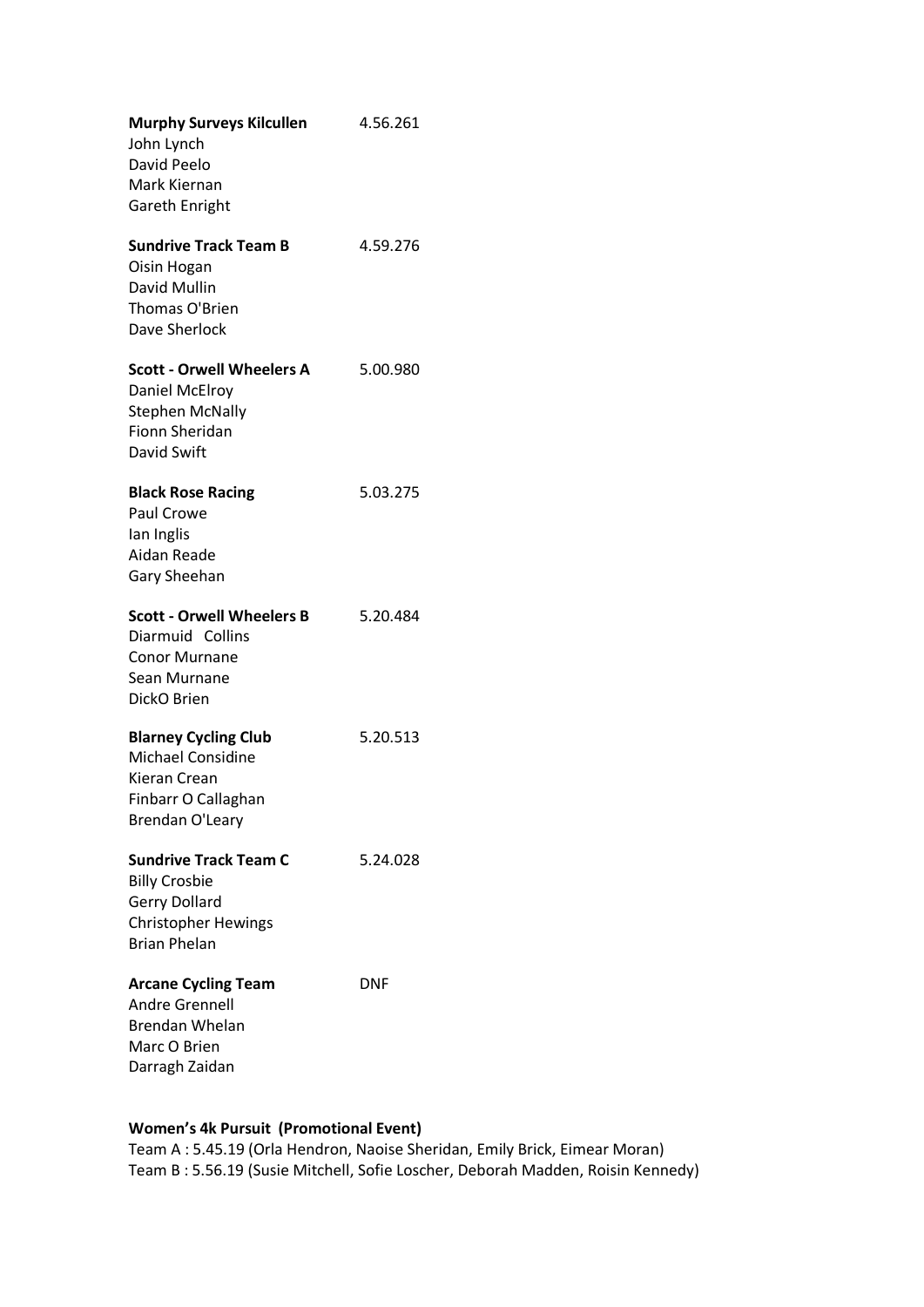**Murphy Surveys Kilcullen** 4.56.261
John Lynch
David Peelo
Mark Kiernan
Gareth Enright

**Sundrive Track Team B** 4.59.276
Oisin Hogan
David Mullin
Thomas O'Brien
Dave Sherlock

**Scott - Orwell Wheelers A** 5.00.980
Daniel McElroy
Stephen McNally
Fionn Sheridan
David Swift

**Black Rose Racing** 5.03.275
Paul Crowe
Ian Inglis
Aidan Reade
Gary Sheehan

**Scott - Orwell Wheelers B** 5.20.484
Diarmuid Collins
Conor Murnane
Sean Murnane
DickO Brien

**Blarney Cycling Club** 5.20.513
Michael Considine
Kieran Crean
Finbarr O Callaghan
Brendan O'Leary

**Sundrive Track Team C** 5.24.028
Billy Crosbie
Gerry Dollard
Christopher Hewings
Brian Phelan

**Arcane Cycling Team** DNF
Andre Grennell
Brendan Whelan
Marc O Brien
Darragh Zaidan

**Women's 4k Pursuit (Promotional Event)**

Team A : 5.45.19 (Orla Hendron, Naoise Sheridan, Emily Brick, Eimear Moran)
Team B : 5.56.19 (Susie Mitchell, Sofie Loscher, Deborah Madden, Roisin Kennedy)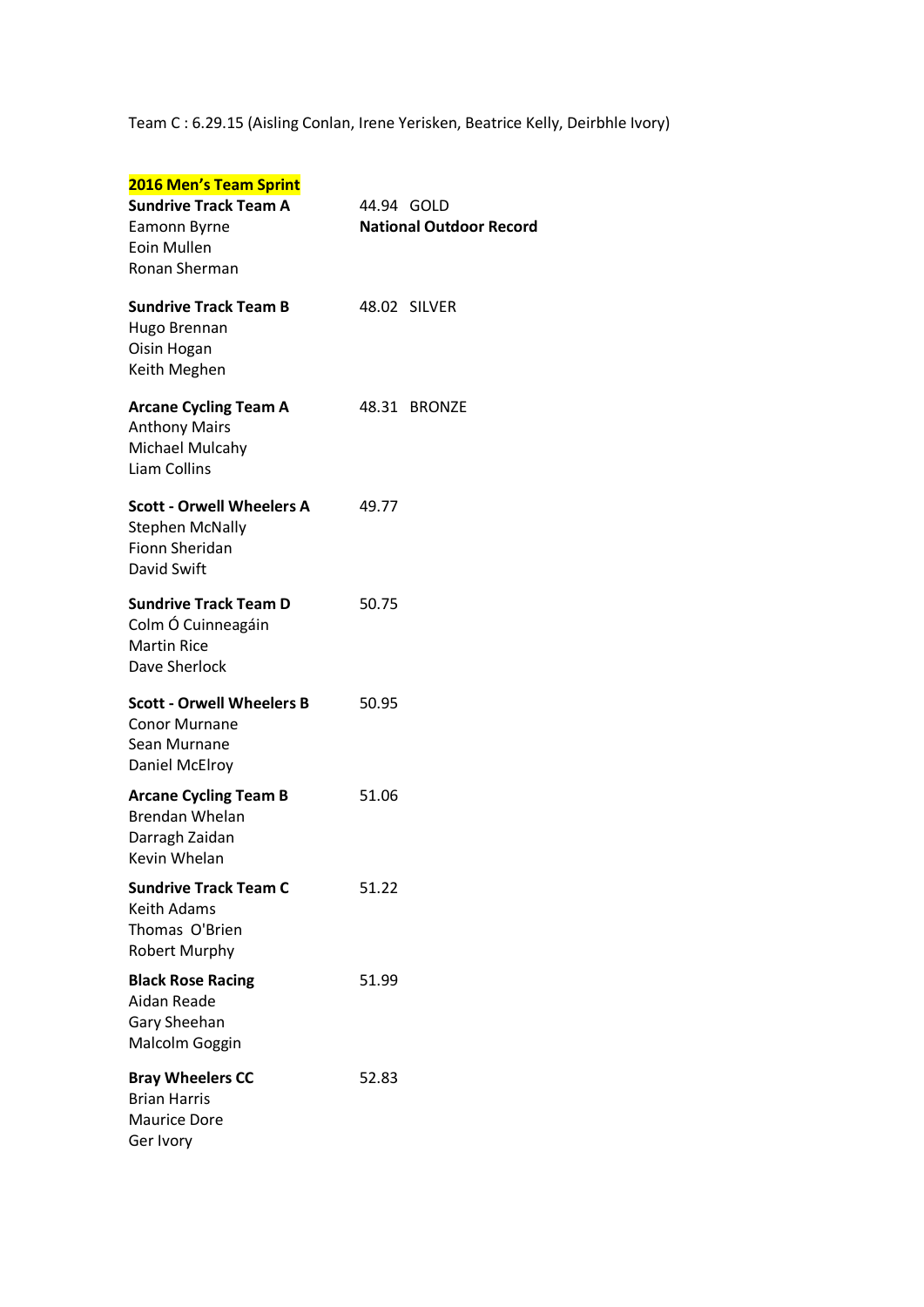Team C : 6.29.15 (Aisling Conlan, Irene Yerisken, Beatrice Kelly, Deirbhle Ivory)

**2016 Men's Team Sprint**

**Sundrive Track Team A** 44.94 GOLD **National Outdoor Record**
Eamonn Byrne
Eoin Mullen
Ronan Sherman

**Sundrive Track Team B** 48.02 SILVER
Hugo Brennan
Oisin Hogan
Keith Meghen

**Arcane Cycling Team A** 48.31 BRONZE
Anthony Mairs
Michael Mulcahy
Liam Collins

**Scott - Orwell Wheelers A** 49.77
Stephen McNally
Fionn Sheridan
David Swift

**Sundrive Track Team D** 50.75
Colm Ó Cuinneagáin
Martin Rice
Dave Sherlock

**Scott - Orwell Wheelers B** 50.95
Conor Murnane
Sean Murnane
Daniel McElroy

**Arcane Cycling Team B** 51.06
Brendan Whelan
Darragh Zaidan
Kevin Whelan

**Sundrive Track Team C** 51.22
Keith Adams
Thomas O'Brien
Robert Murphy

**Black Rose Racing** 51.99
Aidan Reade
Gary Sheehan
Malcolm Goggin

**Bray Wheelers CC** 52.83
Brian Harris
Maurice Dore
Ger Ivory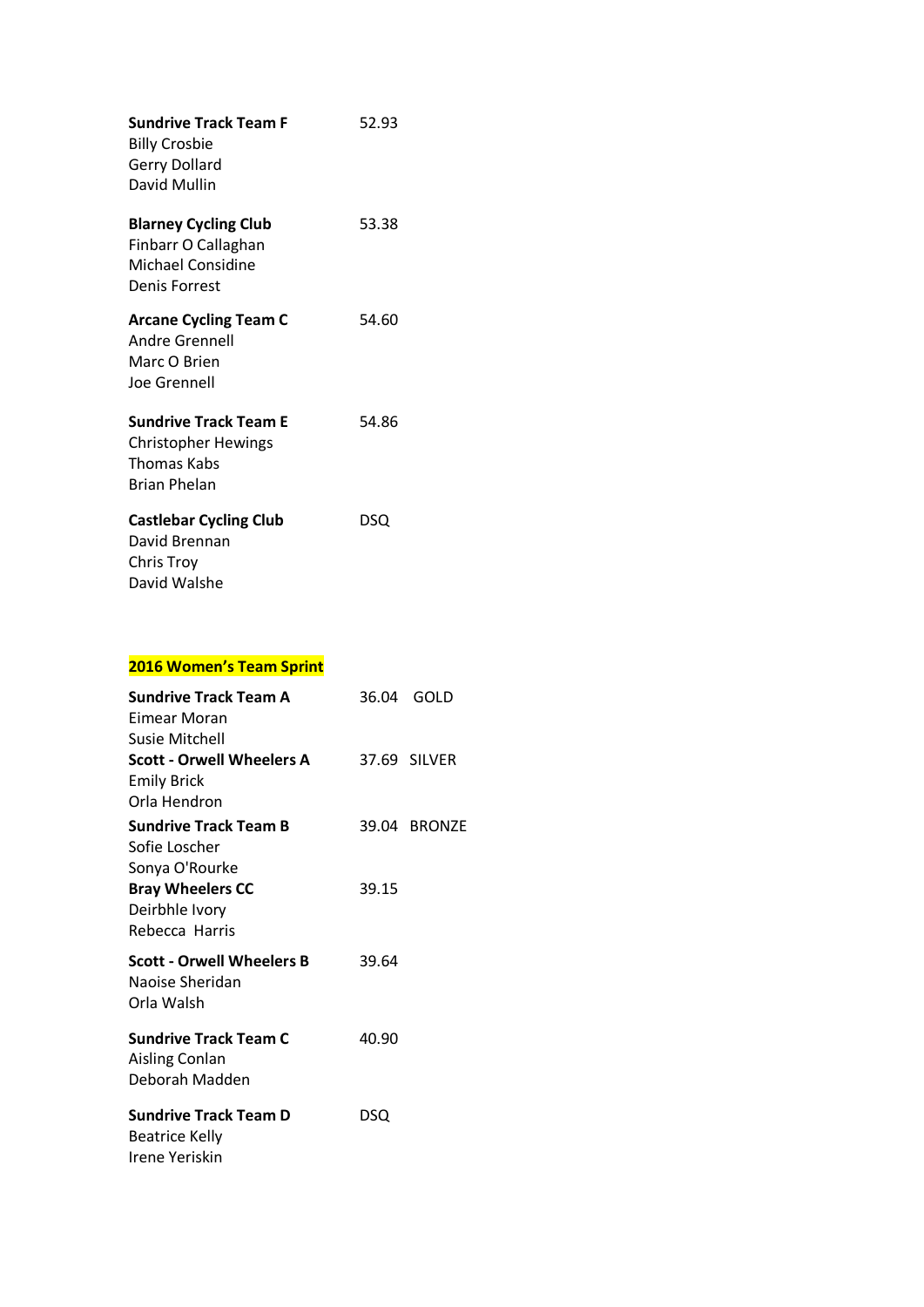**Sundrive Track Team F** 52.93
Billy Crosbie
Gerry Dollard
David Mullin

**Blarney Cycling Club** 53.38
Finbarr O Callaghan
Michael Considine
Denis Forrest

**Arcane Cycling Team C** 54.60
Andre Grennell
Marc O Brien
Joe Grennell

**Sundrive Track Team E** 54.86
Christopher Hewings
Thomas Kabs
Brian Phelan

**Castlebar Cycling Club** DSQ
David Brennan
Chris Troy
David Walshe

## 2016 Women's Team Sprint

**Sundrive Track Team A** 36.04 GOLD
Eimear Moran
Susie Mitchell

**Scott - Orwell Wheelers A** 37.69 SILVER
Emily Brick
Orla Hendron

**Sundrive Track Team B** 39.04 BRONZE
Sofie Loscher
Sonya O'Rourke

**Bray Wheelers CC** 39.15
Deirbhle Ivory
Rebecca Harris

**Scott - Orwell Wheelers B** 39.64
Naoise Sheridan
Orla Walsh

**Sundrive Track Team C** 40.90
Aisling Conlan
Deborah Madden

**Sundrive Track Team D** DSQ
Beatrice Kelly
Irene Yeriskin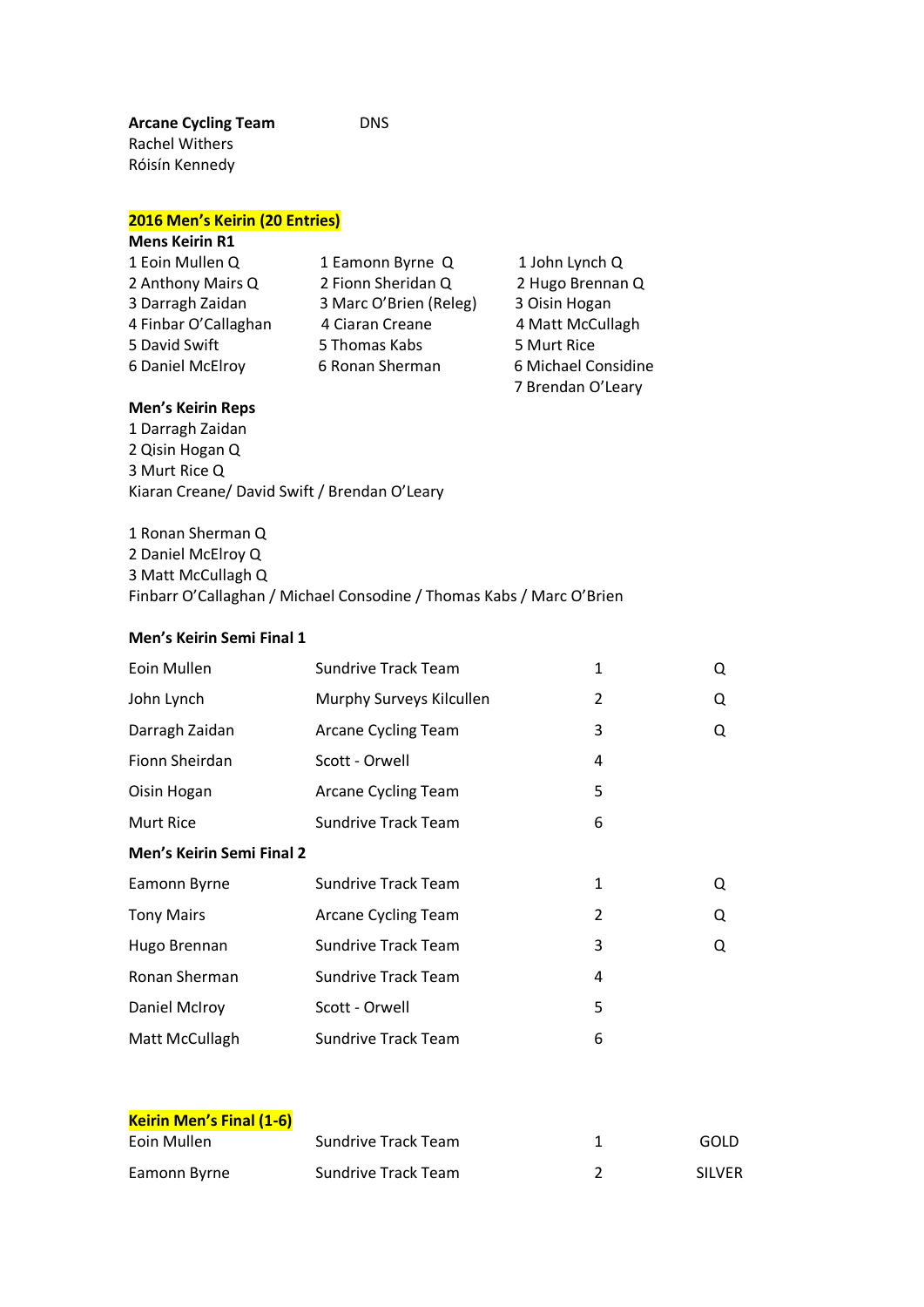**Arcane Cycling Team** DNS
Rachel Withers
Róisín Kennedy

**2016 Men's Keirin (20 Entries)**

**Mens Keirin R1**

| | | |
|---|---|---|
| 1 Eoin Mullen Q | 1 Eamonn Byrne Q | 1 John Lynch Q |
| 2 Anthony Mairs Q | 2 Fionn Sheridan Q | 2 Hugo Brennan Q |
| 3 Darragh Zaidan | 3 Marc O'Brien (Releg) | 3 Oisin Hogan |
| 4 Finbar O'Callaghan | 4 Ciaran Creane | 4 Matt McCullagh |
| 5 David Swift | 5 Thomas Kabs | 5 Murt Rice |
| 6 Daniel McElroy | 6 Ronan Sherman | 6 Michael Considine |
| | | 7 Brendan O'Leary |

**Men's Keirin Reps**

1 Darragh Zaidan
2 Qisin Hogan Q
3 Murt Rice Q
Kiaran Creane/ David Swift / Brendan O'Leary

1 Ronan Sherman Q
2 Daniel McElroy Q
3 Matt McCullagh Q
Finbarr O'Callaghan / Michael Consodine / Thomas Kabs / Marc O'Brien

**Men's Keirin Semi Final 1**

| | | | |
|---|---|---|---|
| Eoin Mullen | Sundrive Track Team | 1 | Q |
| John Lynch | Murphy Surveys Kilcullen | 2 | Q |
| Darragh Zaidan | Arcane Cycling Team | 3 | Q |
| Fionn Sheirdan | Scott - Orwell | 4 | |
| Oisin Hogan | Arcane Cycling Team | 5 | |
| Murt Rice | Sundrive Track Team | 6 | |

**Men's Keirin Semi Final 2**

| | | | |
|---|---|---|---|
| Eamonn Byrne | Sundrive Track Team | 1 | Q |
| Tony Mairs | Arcane Cycling Team | 2 | Q |
| Hugo Brennan | Sundrive Track Team | 3 | Q |
| Ronan Sherman | Sundrive Track Team | 4 | |
| Daniel McIroy | Scott - Orwell | 5 | |
| Matt McCullagh | Sundrive Track Team | 6 | |

**Keirin Men's Final (1-6)**

| | | | |
|---|---|---|---|
| Eoin Mullen | Sundrive Track Team | 1 | GOLD |
| Eamonn Byrne | Sundrive Track Team | 2 | SILVER |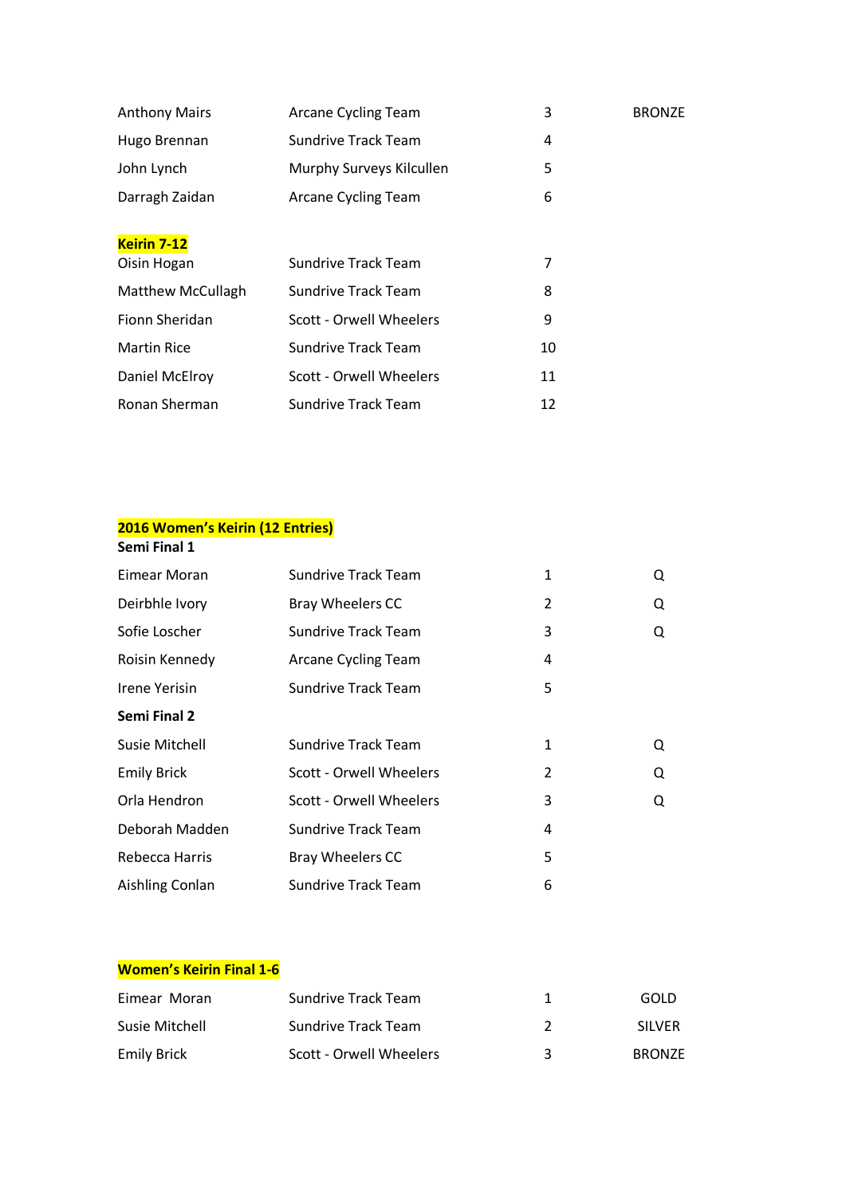| | | | |
|---|---|---|---|
| Anthony Mairs | Arcane Cycling Team | 3 | BRONZE |
| Hugo Brennan | Sundrive Track Team | 4 | |
| John Lynch | Murphy Surveys Kilcullen | 5 | |
| Darragh Zaidan | Arcane Cycling Team | 6 | |

**Keirin 7-12**

| | | |
|---|---|---|
| Oisin Hogan | Sundrive Track Team | 7 |
| Matthew McCullagh | Sundrive Track Team | 8 |
| Fionn Sheridan | Scott - Orwell Wheelers | 9 |
| Martin Rice | Sundrive Track Team | 10 |
| Daniel McElroy | Scott - Orwell Wheelers | 11 |
| Ronan Sherman | Sundrive Track Team | 12 |

**2016 Women's Keirin (12 Entries)**

**Semi Final 1**

| | | | |
|---|---|---|---|
| Eimear Moran | Sundrive Track Team | 1 | Q |
| Deirbhle Ivory | Bray Wheelers CC | 2 | Q |
| Sofie Loscher | Sundrive Track Team | 3 | Q |
| Roisin Kennedy | Arcane Cycling Team | 4 | |
| Irene Yerisin | Sundrive Track Team | 5 | |

**Semi Final 2**

| | | | |
|---|---|---|---|
| Susie Mitchell | Sundrive Track Team | 1 | Q |
| Emily Brick | Scott - Orwell Wheelers | 2 | Q |
| Orla Hendron | Scott - Orwell Wheelers | 3 | Q |
| Deborah Madden | Sundrive Track Team | 4 | |
| Rebecca Harris | Bray Wheelers CC | 5 | |
| Aishling Conlan | Sundrive Track Team | 6 | |

**Women's Keirin Final 1-6**

| | | | |
|---|---|---|---|
| Eimear Moran | Sundrive Track Team | 1 | GOLD |
| Susie Mitchell | Sundrive Track Team | 2 | SILVER |
| Emily Brick | Scott - Orwell Wheelers | 3 | BRONZE |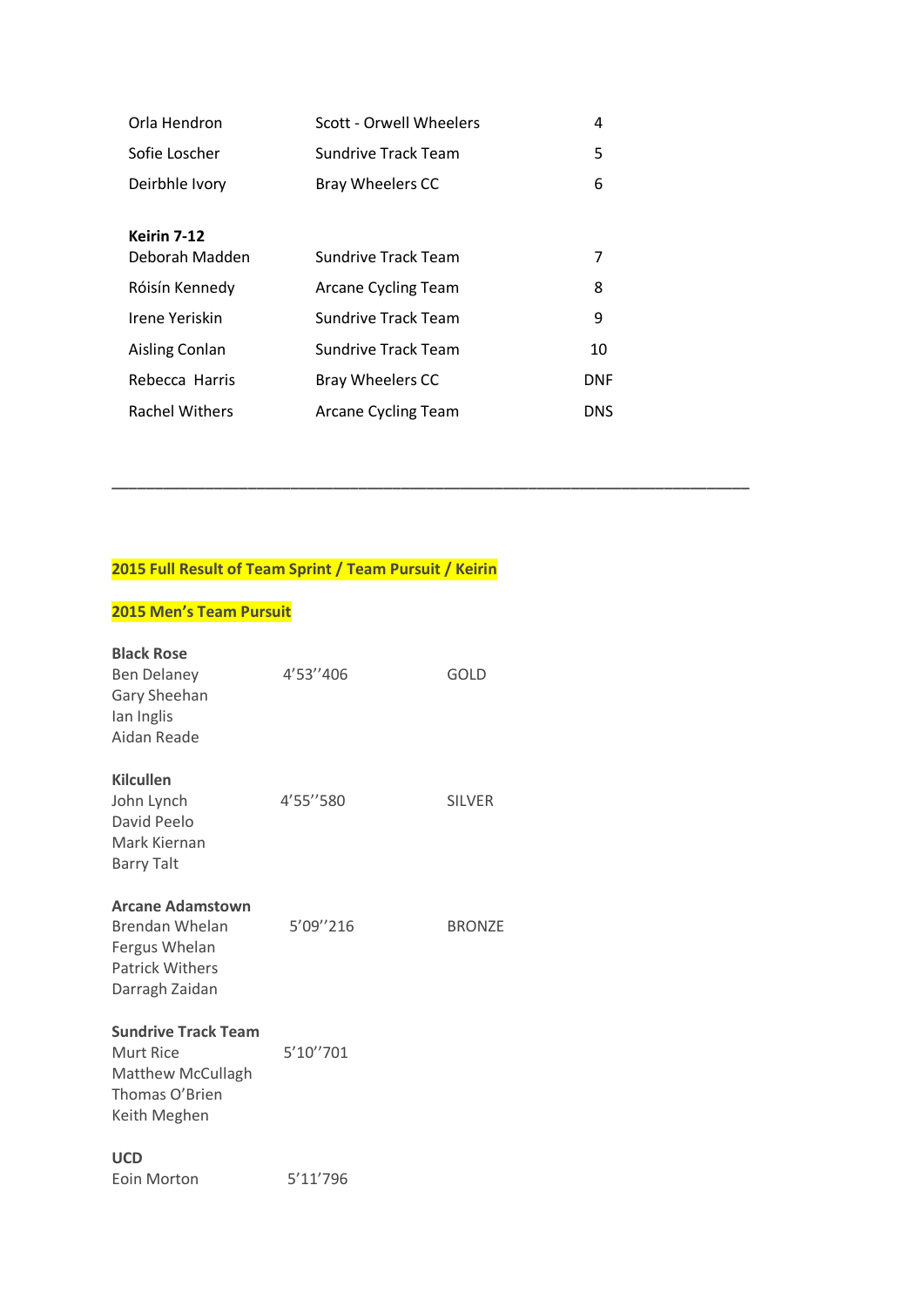| | | |
|---|---|---|
| Orla Hendron | Scott - Orwell Wheelers | 4 |
| Sofie Loscher | Sundrive Track Team | 5 |
| Deirbhle Ivory | Bray Wheelers CC | 6 |

**Keirin 7-12**

| | | |
|---|---|---|
| Deborah Madden | Sundrive Track Team | 7 |
| Róisín Kennedy | Arcane Cycling Team | 8 |
| Irene Yeriskin | Sundrive Track Team | 9 |
| Aisling Conlan | Sundrive Track Team | 10 |
| Rebecca Harris | Bray Wheelers CC | DNF |
| Rachel Withers | Arcane Cycling Team | DNS |

---

## 2015 Full Result of Team Sprint / Team Pursuit / Keirin

### 2015 Men's Team Pursuit

**Black Rose**
Ben Delaney 4'53''406 GOLD
Gary Sheehan
Ian Inglis
Aidan Reade

**Kilcullen**
John Lynch 4'55''580 SILVER
David Peelo
Mark Kiernan
Barry Talt

**Arcane Adamstown**
Brendan Whelan 5'09''216 BRONZE
Fergus Whelan
Patrick Withers
Darragh Zaidan

**Sundrive Track Team**
Murt Rice 5'10''701
Matthew McCullagh
Thomas O'Brien
Keith Meghen

**UCD**
Eoin Morton 5'11'796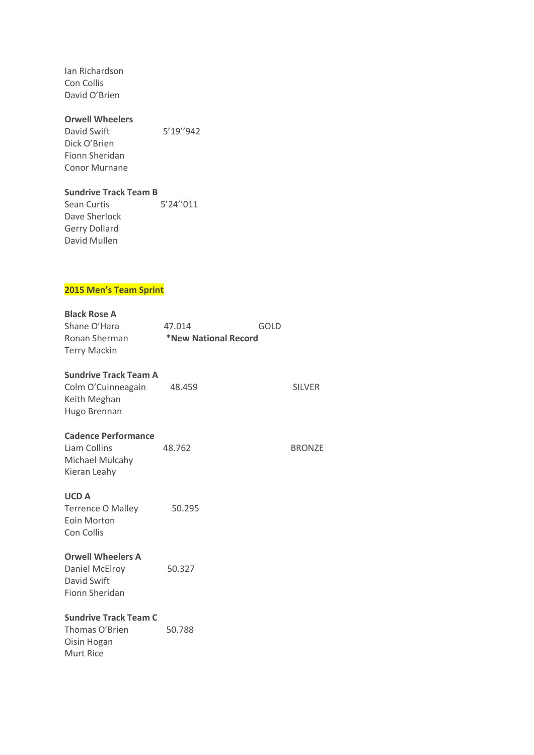Ian Richardson
Con Collis
David O'Brien

**Orwell Wheelers**
David Swift 5'19''942
Dick O'Brien
Fionn Sheridan
Conor Murnane

**Sundrive Track Team B**
Sean Curtis 5'24''011
Dave Sherlock
Gerry Dollard
David Mullen

**2015 Men's Team Sprint**

**Black Rose A**
Shane O'Hara 47.014 GOLD
Ronan Sherman **\*New National Record**
Terry Mackin

**Sundrive Track Team A**
Colm O'Cuinneagain 48.459 SILVER
Keith Meghan
Hugo Brennan

**Cadence Performance**
Liam Collins 48.762 BRONZE
Michael Mulcahy
Kieran Leahy

**UCD A**
Terrence O Malley 50.295
Eoin Morton
Con Collis

**Orwell Wheelers A**
Daniel McElroy 50.327
David Swift
Fionn Sheridan

**Sundrive Track Team C**
Thomas O'Brien 50.788
Oisin Hogan
Murt Rice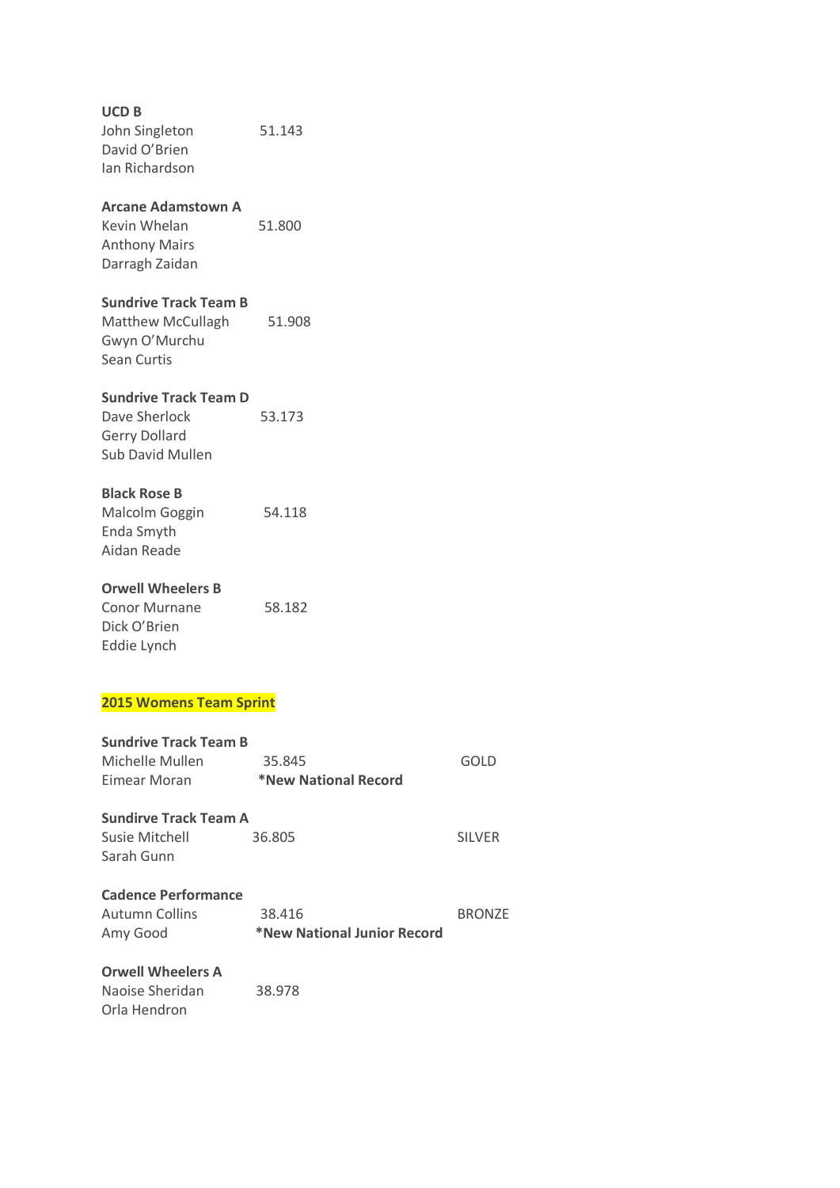**UCD B**
John Singleton 51.143
David O'Brien
Ian Richardson

**Arcane Adamstown A**
Kevin Whelan 51.800
Anthony Mairs
Darragh Zaidan

**Sundrive Track Team B**
Matthew McCullagh 51.908
Gwyn O'Murchu
Sean Curtis

**Sundrive Track Team D**
Dave Sherlock 53.173
Gerry Dollard
Sub David Mullen

**Black Rose B**
Malcolm Goggin 54.118
Enda Smyth
Aidan Reade

**Orwell Wheelers B**
Conor Murnane 58.182
Dick O'Brien
Eddie Lynch

## 2015 Womens Team Sprint

**Sundrive Track Team B**
Michelle Mullen 35.845 GOLD
Eimear Moran **\*New National Record**

**Sundirve Track Team A**
Susie Mitchell 36.805 SILVER
Sarah Gunn

**Cadence Performance**
Autumn Collins 38.416 BRONZE
Amy Good **\*New National Junior Record**

**Orwell Wheelers A**
Naoise Sheridan 38.978
Orla Hendron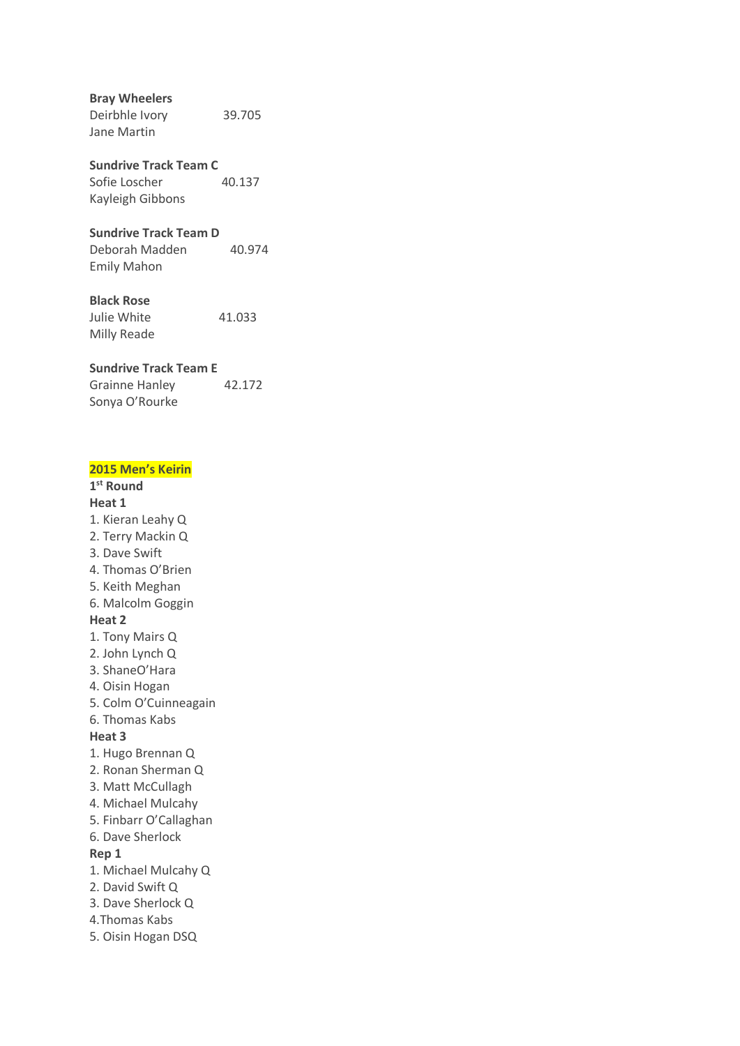**Bray Wheelers**
Deirbhle Ivory 39.705
Jane Martin

**Sundrive Track Team C**
Sofie Loscher 40.137
Kayleigh Gibbons

**Sundrive Track Team D**
Deborah Madden 40.974
Emily Mahon

**Black Rose**
Julie White 41.033
Milly Reade

**Sundrive Track Team E**
Grainne Hanley 42.172
Sonya O'Rourke

**2015 Men's Keirin**

**1st Round**

**Heat 1**

1. Kieran Leahy Q
2. Terry Mackin Q
3. Dave Swift
4. Thomas O'Brien
5. Keith Meghan
6. Malcolm Goggin

**Heat 2**

1. Tony Mairs Q
2. John Lynch Q
3. ShaneO'Hara
4. Oisin Hogan
5. Colm O'Cuinneagain
6. Thomas Kabs

**Heat 3**

1. Hugo Brennan Q
2. Ronan Sherman Q
3. Matt McCullagh
4. Michael Mulcahy
5. Finbarr O'Callaghan
6. Dave Sherlock

**Rep 1**

1. Michael Mulcahy Q
2. David Swift Q
3. Dave Sherlock Q
4. Thomas Kabs
5. Oisin Hogan DSQ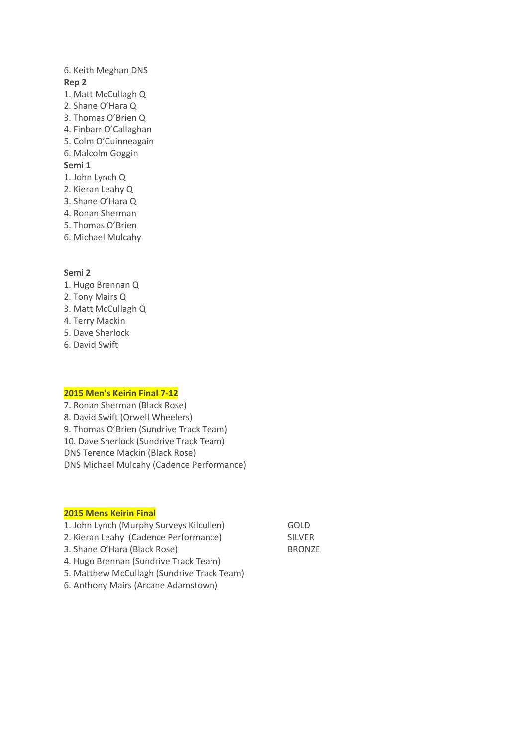6. Keith Meghan DNS

**Rep 2**

1. Matt McCullagh Q
2. Shane O'Hara Q
3. Thomas O'Brien Q
4. Finbarr O'Callaghan
5. Colm O'Cuinneagain
6. Malcolm Goggin

**Semi 1**

1. John Lynch Q
2. Kieran Leahy Q
3. Shane O'Hara Q
4. Ronan Sherman
5. Thomas O'Brien
6. Michael Mulcahy

**Semi 2**

1. Hugo Brennan Q
2. Tony Mairs Q
3. Matt McCullagh Q
4. Terry Mackin
5. Dave Sherlock
6. David Swift

**2015 Men's Keirin Final 7-12**

7. Ronan Sherman (Black Rose)
8. David Swift (Orwell Wheelers)
9. Thomas O'Brien (Sundrive Track Team)
10. Dave Sherlock (Sundrive Track Team)

DNS Terence Mackin (Black Rose)
DNS Michael Mulcahy (Cadence Performance)

**2015 Mens Keirin Final**

| | |
|---|---|
| 1. John Lynch (Murphy Surveys Kilcullen) | GOLD |
| 2. Kieran Leahy (Cadence Performance) | SILVER |
| 3. Shane O'Hara (Black Rose) | BRONZE |
| 4. Hugo Brennan (Sundrive Track Team) | |
| 5. Matthew McCullagh (Sundrive Track Team) | |
| 6. Anthony Mairs (Arcane Adamstown) | |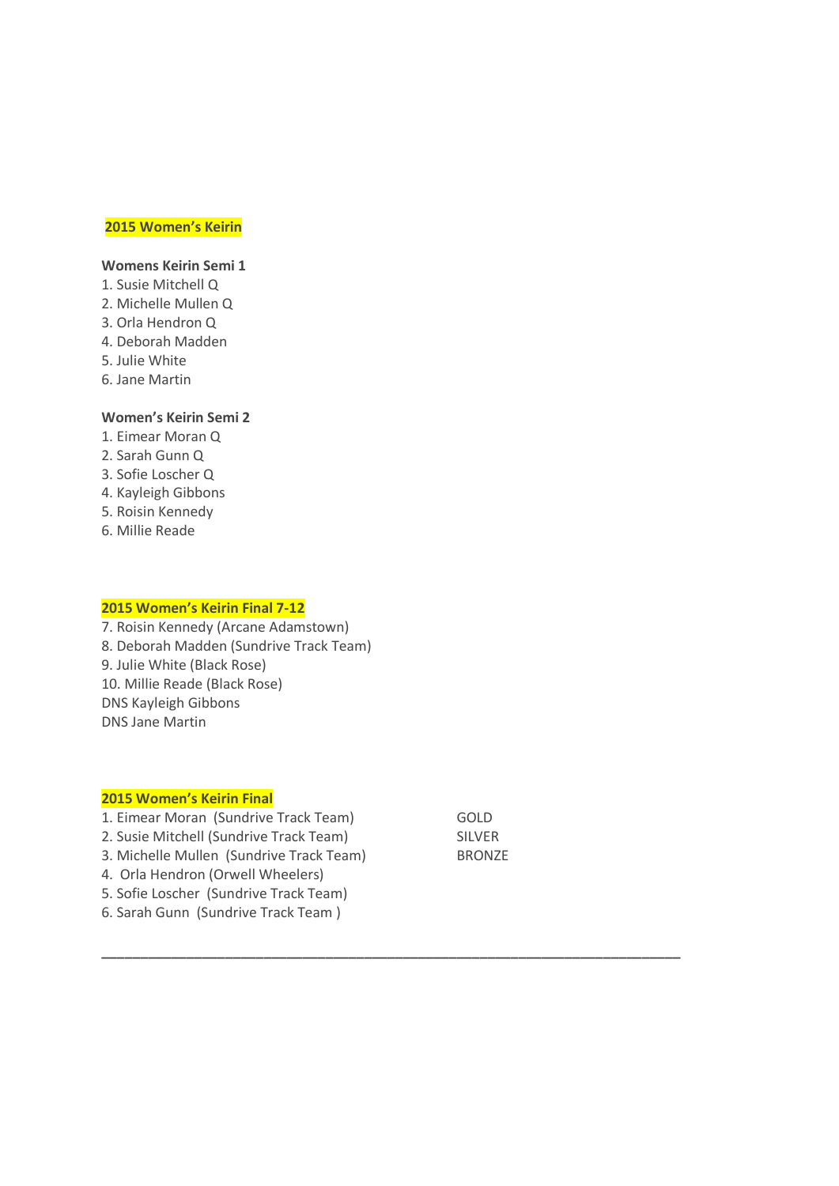## 2015 Women's Keirin

**Womens Keirin Semi 1**

1. Susie Mitchell Q
2. Michelle Mullen Q
3. Orla Hendron Q
4. Deborah Madden
5. Julie White
6. Jane Martin

**Women's Keirin Semi 2**

1. Eimear Moran Q
2. Sarah Gunn Q
3. Sofie Loscher Q
4. Kayleigh Gibbons
5. Roisin Kennedy
6. Millie Reade

## 2015 Women's Keirin Final 7-12

7. Roisin Kennedy (Arcane Adamstown)
8. Deborah Madden (Sundrive Track Team)
9. Julie White (Black Rose)
10. Millie Reade (Black Rose)

DNS Kayleigh Gibbons

DNS Jane Martin

## 2015 Women's Keirin Final

| | |
|---|---|
| 1. Eimear Moran (Sundrive Track Team) | GOLD |
| 2. Susie Mitchell (Sundrive Track Team) | SILVER |
| 3. Michelle Mullen (Sundrive Track Team) | BRONZE |
| 4. Orla Hendron (Orwell Wheelers) | |
| 5. Sofie Loscher (Sundrive Track Team) | |
| 6. Sarah Gunn (Sundrive Track Team ) | |

---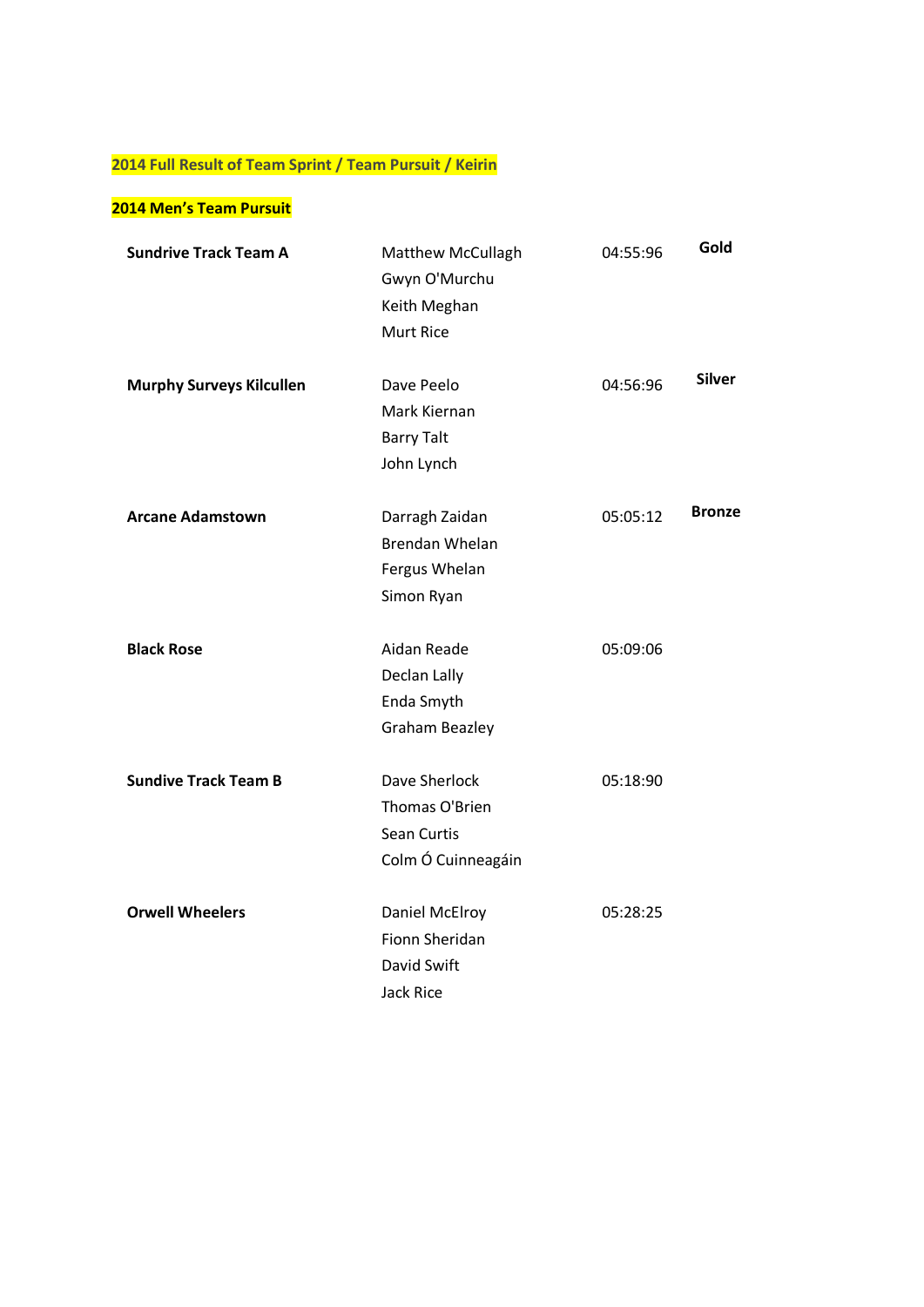**2014 Full Result of Team Sprint / Team Pursuit / Keirin**

**2014 Men's Team Pursuit**

| Team | Riders | Time | Medal |
|---|---|---|---|
| **Sundrive Track Team A** | Matthew McCullagh<br>Gwyn O'Murchu<br>Keith Meghan<br>Murt Rice | 04:55:96 | **Gold** |
| **Murphy Surveys Kilcullen** | Dave Peelo<br>Mark Kiernan<br>Barry Talt<br>John Lynch | 04:56:96 | **Silver** |
| **Arcane Adamstown** | Darragh Zaidan<br>Brendan Whelan<br>Fergus Whelan<br>Simon Ryan | 05:05:12 | **Bronze** |
| **Black Rose** | Aidan Reade<br>Declan Lally<br>Enda Smyth<br>Graham Beazley | 05:09:06 | |
| **Sundive Track Team B** | Dave Sherlock<br>Thomas O'Brien<br>Sean Curtis<br>Colm Ó Cuinneagáin | 05:18:90 | |
| **Orwell Wheelers** | Daniel McElroy<br>Fionn Sheridan<br>David Swift<br>Jack Rice | 05:28:25 | |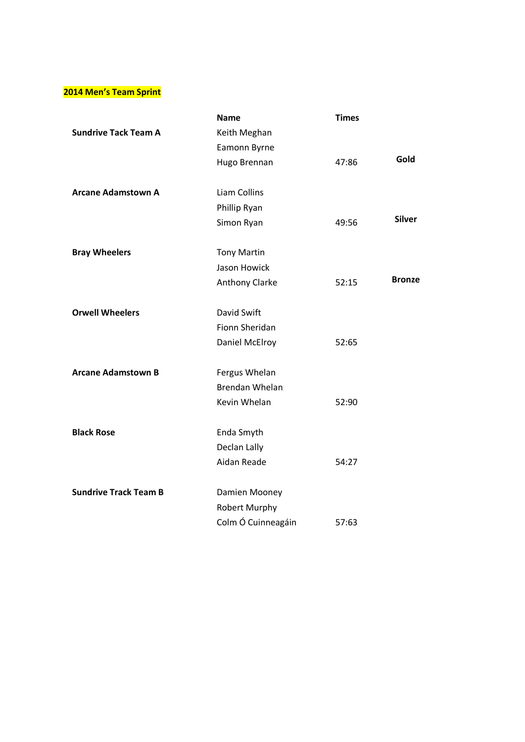**2014 Men's Team Sprint**

| | Name | Times | |
|---|---|---|---|
| **Sundrive Tack Team A** | Keith Meghan | | |
| | Eamonn Byrne | | |
| | Hugo Brennan | 47:86 | **Gold** |
| **Arcane Adamstown A** | Liam Collins | | |
| | Phillip Ryan | | |
| | Simon Ryan | 49:56 | **Silver** |
| **Bray Wheelers** | Tony Martin | | |
| | Jason Howick | | |
| | Anthony Clarke | 52:15 | **Bronze** |
| **Orwell Wheelers** | David Swift | | |
| | Fionn Sheridan | | |
| | Daniel McElroy | 52:65 | |
| **Arcane Adamstown B** | Fergus Whelan | | |
| | Brendan Whelan | | |
| | Kevin Whelan | 52:90 | |
| **Black Rose** | Enda Smyth | | |
| | Declan Lally | | |
| | Aidan Reade | 54:27 | |
| **Sundrive Track Team B** | Damien Mooney | | |
| | Robert Murphy | | |
| | Colm Ó Cuinneagáin | 57:63 | |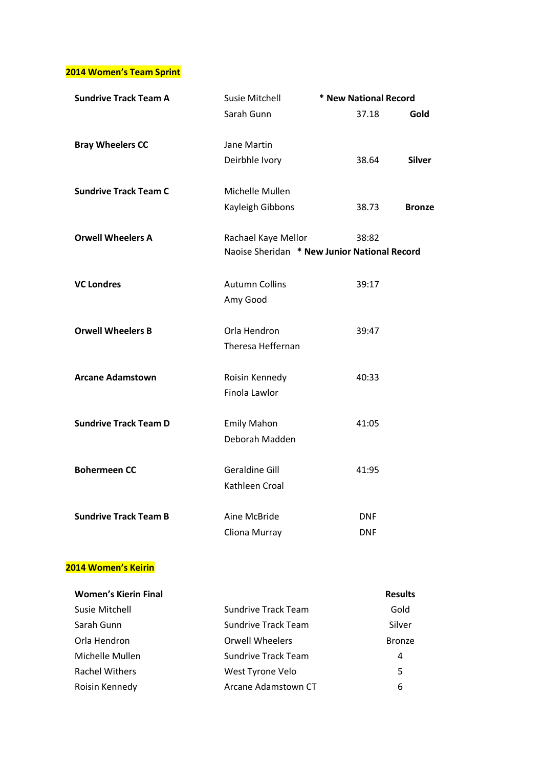## 2014 Women's Team Sprint

| Team | Riders | Time | Result |
|---|---|---|---|
| **Sundrive Track Team A** | Susie Mitchell<br>Sarah Gunn | **\* New National Record**<br>37.18 | **Gold** |
| **Bray Wheelers CC** | Jane Martin<br>Deirbhle Ivory | 38.64 | **Silver** |
| **Sundrive Track Team C** | Michelle Mullen<br>Kayleigh Gibbons | 38.73 | **Bronze** |
| **Orwell Wheelers A** | Rachael Kaye Mellor<br>Naoise Sheridan **\* New Junior National Record** | 38:82 | |
| **VC Londres** | Autumn Collins<br>Amy Good | 39:17 | |
| **Orwell Wheelers B** | Orla Hendron<br>Theresa Heffernan | 39:47 | |
| **Arcane Adamstown** | Roisin Kennedy<br>Finola Lawlor | 40:33 | |
| **Sundrive Track Team D** | Emily Mahon<br>Deborah Madden | 41:05 | |
| **Bohermeen CC** | Geraldine Gill<br>Kathleen Croal | 41:95 | |
| **Sundrive Track Team B** | Aine McBride<br>Cliona Murray | DNF<br>DNF | |

## 2014 Women's Keirin

| **Women's Kierin Final** | | **Results** |
|---|---|---|
| Susie Mitchell | Sundrive Track Team | Gold |
| Sarah Gunn | Sundrive Track Team | Silver |
| Orla Hendron | Orwell Wheelers | Bronze |
| Michelle Mullen | Sundrive Track Team | 4 |
| Rachel Withers | West Tyrone Velo | 5 |
| Roisin Kennedy | Arcane Adamstown CT | 6 |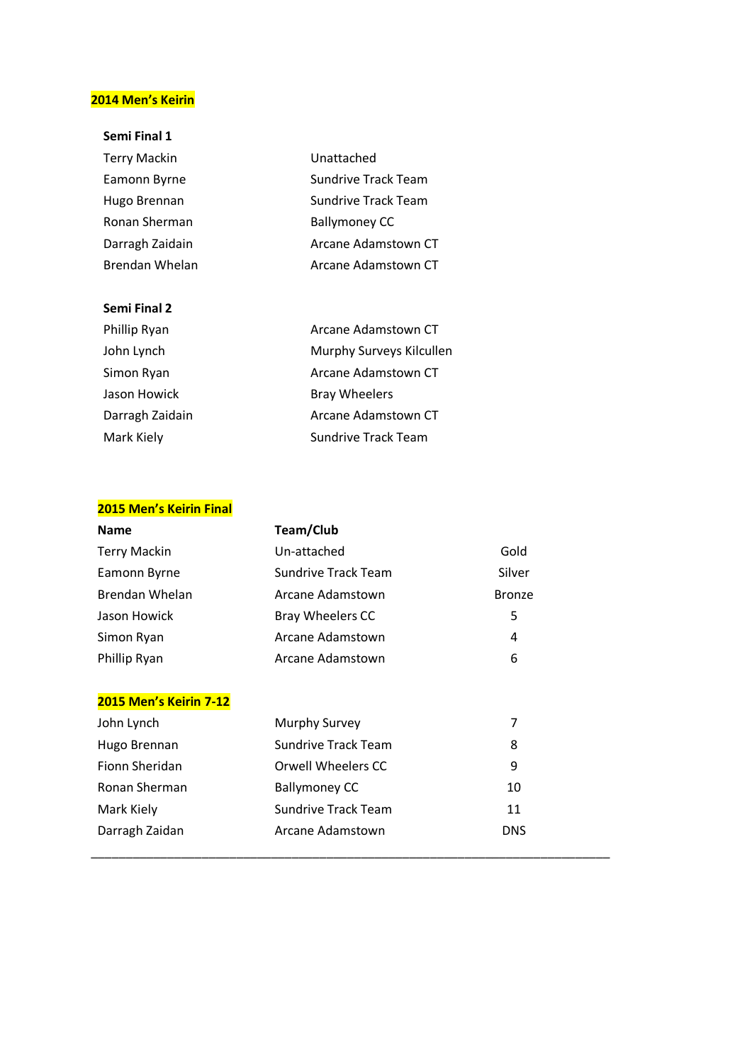**2014 Men's Keirin**

**Semi Final 1**

| | |
|---|---|
| Terry Mackin | Unattached |
| Eamonn Byrne | Sundrive Track Team |
| Hugo Brennan | Sundrive Track Team |
| Ronan Sherman | Ballymoney CC |
| Darragh Zaidain | Arcane Adamstown CT |
| Brendan Whelan | Arcane Adamstown CT |

**Semi Final 2**

| | |
|---|---|
| Phillip Ryan | Arcane Adamstown CT |
| John Lynch | Murphy Surveys Kilcullen |
| Simon Ryan | Arcane Adamstown CT |
| Jason Howick | Bray Wheelers |
| Darragh Zaidain | Arcane Adamstown CT |
| Mark Kiely | Sundrive Track Team |

**2015 Men's Keirin Final**

| Name | Team/Club | |
|---|---|---|
| Terry Mackin | Un-attached | Gold |
| Eamonn Byrne | Sundrive Track Team | Silver |
| Brendan Whelan | Arcane Adamstown | Bronze |
| Jason Howick | Bray Wheelers CC | 5 |
| Simon Ryan | Arcane Adamstown | 4 |
| Phillip Ryan | Arcane Adamstown | 6 |

**2015 Men's Keirin 7-12**

| | | |
|---|---|---|
| John Lynch | Murphy Survey | 7 |
| Hugo Brennan | Sundrive Track Team | 8 |
| Fionn Sheridan | Orwell Wheelers CC | 9 |
| Ronan Sherman | Ballymoney CC | 10 |
| Mark Kiely | Sundrive Track Team | 11 |
| Darragh Zaidan | Arcane Adamstown | DNS |

---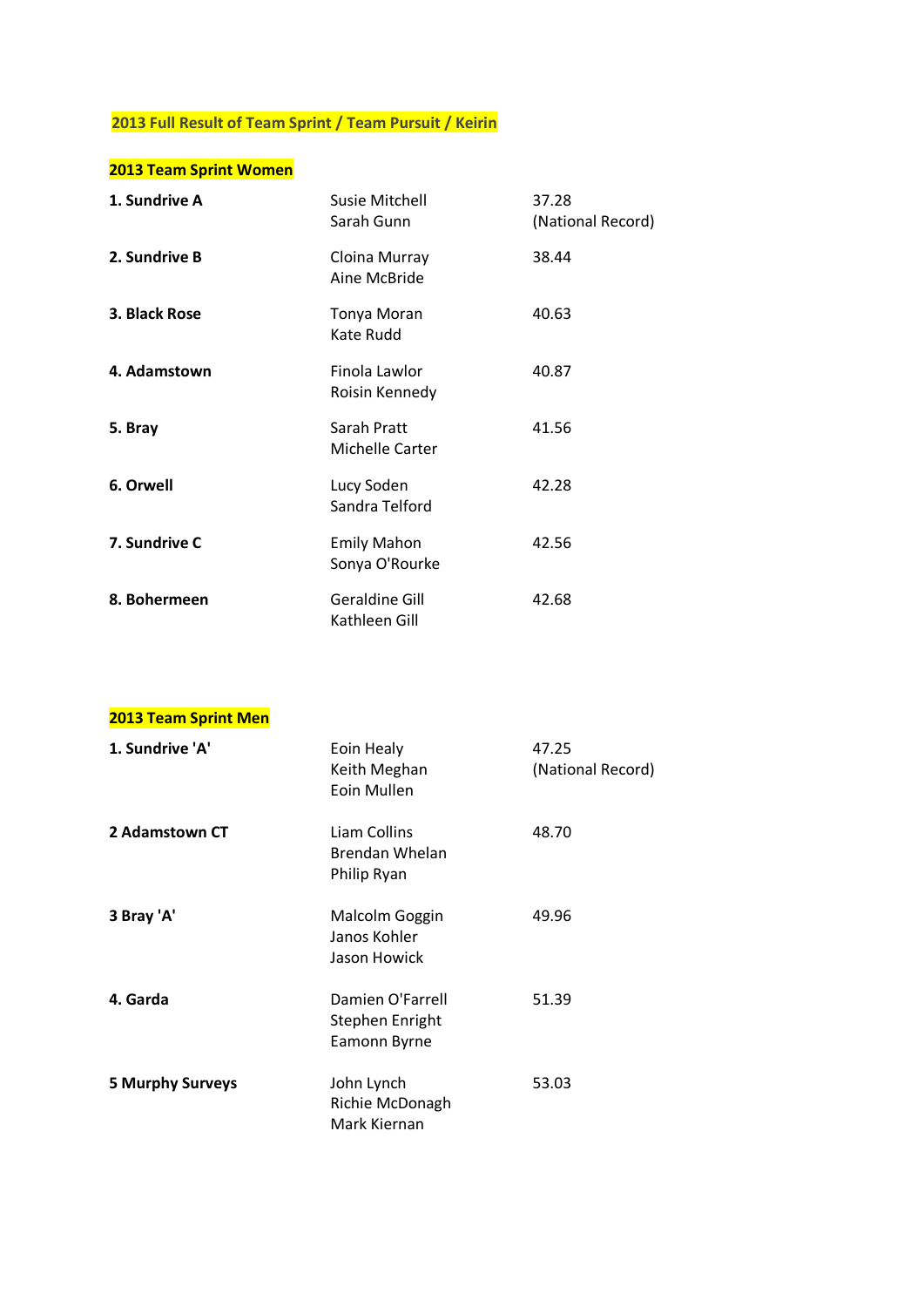## 2013 Full Result of Team Sprint / Team Pursuit / Keirin

### 2013 Team Sprint Women

| Team | Riders | Time |
|---|---|---|
| **1. Sundrive A** | Susie Mitchell<br>Sarah Gunn | 37.28<br>(National Record) |
| **2. Sundrive B** | Cloina Murray<br>Aine McBride | 38.44 |
| **3. Black Rose** | Tonya Moran<br>Kate Rudd | 40.63 |
| **4. Adamstown** | Finola Lawlor<br>Roisin Kennedy | 40.87 |
| **5. Bray** | Sarah Pratt<br>Michelle Carter | 41.56 |
| **6. Orwell** | Lucy Soden<br>Sandra Telford | 42.28 |
| **7. Sundrive C** | Emily Mahon<br>Sonya O'Rourke | 42.56 |
| **8. Bohermeen** | Geraldine Gill<br>Kathleen Gill | 42.68 |

### 2013 Team Sprint Men

| Team | Riders | Time |
|---|---|---|
| **1. Sundrive 'A'** | Eoin Healy<br>Keith Meghan<br>Eoin Mullen | 47.25<br>(National Record) |
| **2 Adamstown CT** | Liam Collins<br>Brendan Whelan<br>Philip Ryan | 48.70 |
| **3 Bray 'A'** | Malcolm Goggin<br>Janos Kohler<br>Jason Howick | 49.96 |
| **4. Garda** | Damien O'Farrell<br>Stephen Enright<br>Eamonn Byrne | 51.39 |
| **5 Murphy Surveys** | John Lynch<br>Richie McDonagh<br>Mark Kiernan | 53.03 |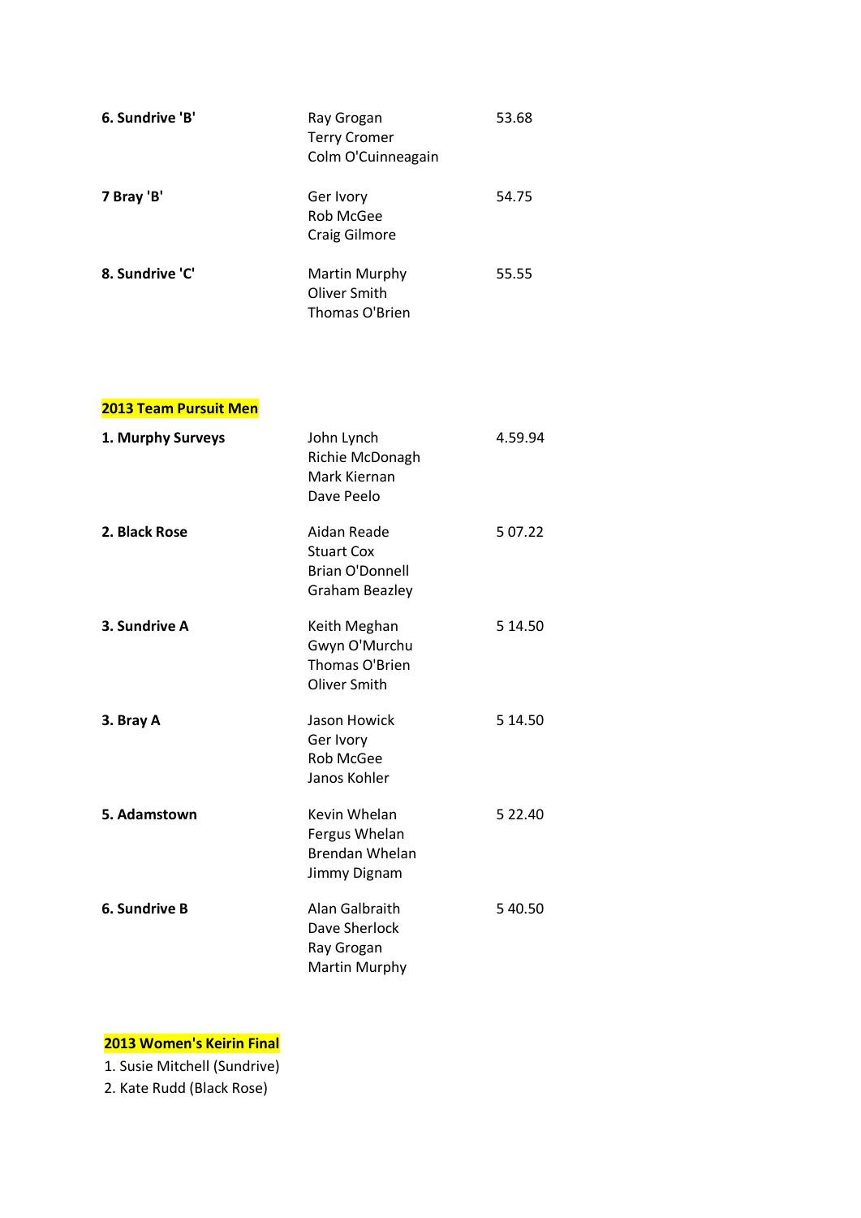| | | |
|---|---|---|
| **6. Sundrive 'B'** | Ray Grogan<br>Terry Cromer<br>Colm O'Cuinneagain | 53.68 |
| **7 Bray 'B'** | Ger Ivory<br>Rob McGee<br>Craig Gilmore | 54.75 |
| **8. Sundrive 'C'** | Martin Murphy<br>Oliver Smith<br>Thomas O'Brien | 55.55 |

**2013 Team Pursuit Men**

| | | |
|---|---|---|
| **1. Murphy Surveys** | John Lynch<br>Richie McDonagh<br>Mark Kiernan<br>Dave Peelo | 4.59.94 |
| **2. Black Rose** | Aidan Reade<br>Stuart Cox<br>Brian O'Donnell<br>Graham Beazley | 5 07.22 |
| **3. Sundrive A** | Keith Meghan<br>Gwyn O'Murchu<br>Thomas O'Brien<br>Oliver Smith | 5 14.50 |
| **3. Bray A** | Jason Howick<br>Ger Ivory<br>Rob McGee<br>Janos Kohler | 5 14.50 |
| **5. Adamstown** | Kevin Whelan<br>Fergus Whelan<br>Brendan Whelan<br>Jimmy Dignam | 5 22.40 |
| **6. Sundrive B** | Alan Galbraith<br>Dave Sherlock<br>Ray Grogan<br>Martin Murphy | 5 40.50 |

**2013 Women's Keirin Final**

1. Susie Mitchell (Sundrive)
2. Kate Rudd (Black Rose)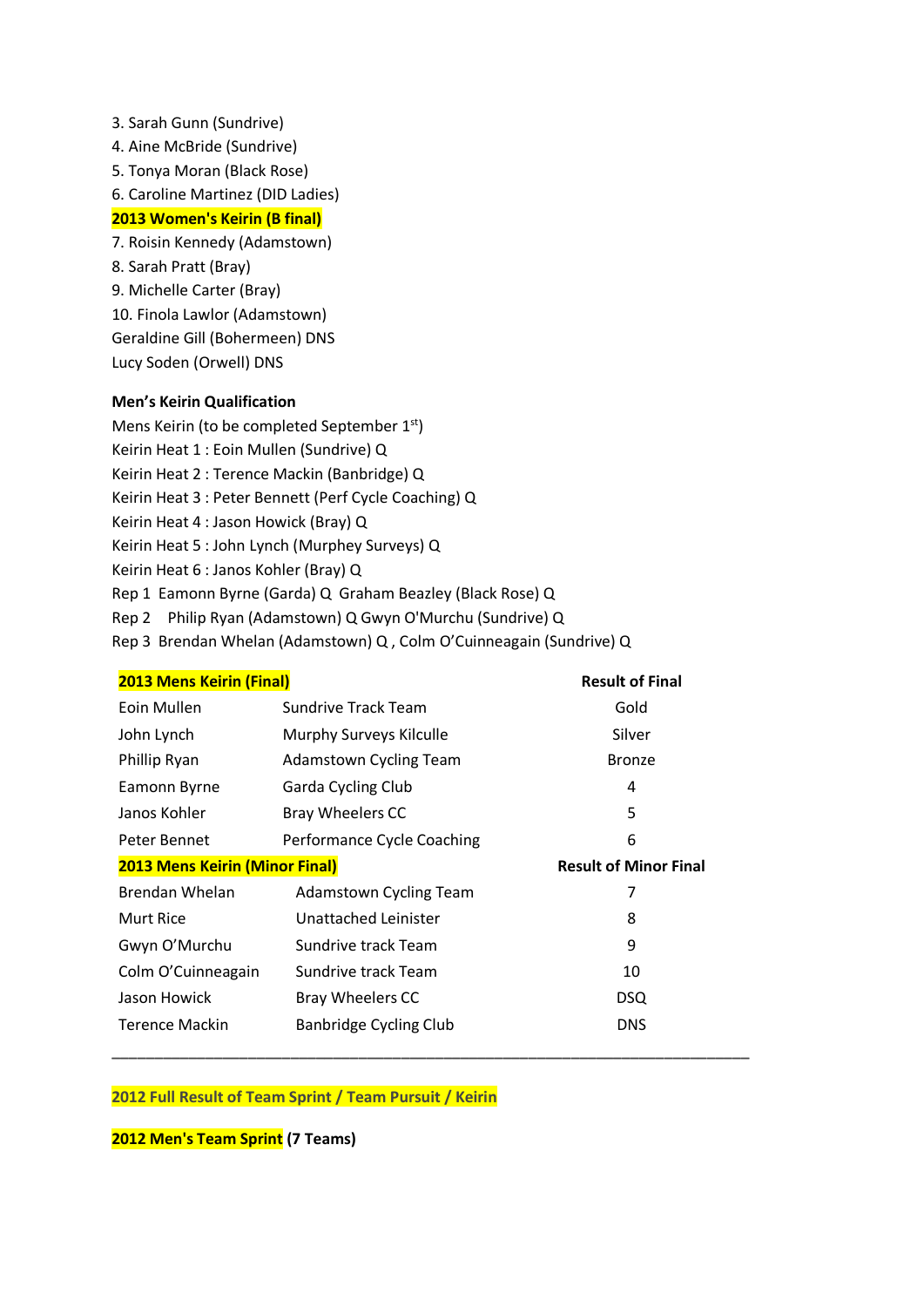3. Sarah Gunn (Sundrive)
4. Aine McBride (Sundrive)
5. Tonya Moran (Black Rose)
6. Caroline Martinez (DID Ladies)

**2013 Women's Keirin (B final)**

7. Roisin Kennedy (Adamstown)
8. Sarah Pratt (Bray)
9. Michelle Carter (Bray)
10. Finola Lawlor (Adamstown)

Geraldine Gill (Bohermeen) DNS
Lucy Soden (Orwell) DNS

**Men's Keirin Qualification**

Mens Keirin (to be completed September 1st)
Keirin Heat 1 : Eoin Mullen (Sundrive) Q
Keirin Heat 2 : Terence Mackin (Banbridge) Q
Keirin Heat 3 : Peter Bennett (Perf Cycle Coaching) Q
Keirin Heat 4 : Jason Howick (Bray) Q
Keirin Heat 5 : John Lynch (Murphey Surveys) Q
Keirin Heat 6 : Janos Kohler (Bray) Q
Rep 1 Eamonn Byrne (Garda) Q Graham Beazley (Black Rose) Q
Rep 2 Philip Ryan (Adamstown) Q Gwyn O'Murchu (Sundrive) Q
Rep 3 Brendan Whelan (Adamstown) Q , Colm O'Cuinneagain (Sundrive) Q

| **2013 Mens Keirin (Final)** | | **Result of Final** |
|---|---|---|
| Eoin Mullen | Sundrive Track Team | Gold |
| John Lynch | Murphy Surveys Kilculle | Silver |
| Phillip Ryan | Adamstown Cycling Team | Bronze |
| Eamonn Byrne | Garda Cycling Club | 4 |
| Janos Kohler | Bray Wheelers CC | 5 |
| Peter Bennet | Performance Cycle Coaching | 6 |
| **2013 Mens Keirin (Minor Final)** | | **Result of Minor Final** |
| Brendan Whelan | Adamstown Cycling Team | 7 |
| Murt Rice | Unattached Leinister | 8 |
| Gwyn O'Murchu | Sundrive track Team | 9 |
| Colm O'Cuinneagain | Sundrive track Team | 10 |
| Jason Howick | Bray Wheelers CC | DSQ |
| Terence Mackin | Banbridge Cycling Club | DNS |

---

**2012 Full Result of Team Sprint / Team Pursuit / Keirin**

**2012 Men's Team Sprint (7 Teams)**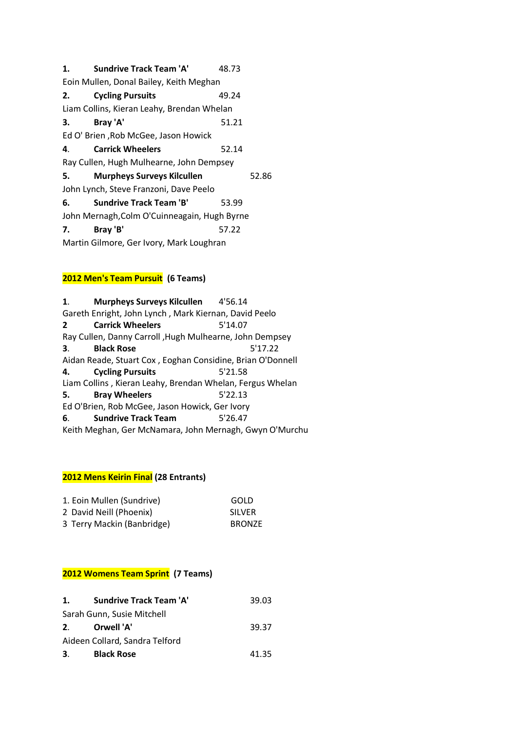**1.** **Sundrive Track Team 'A'** 48.73
Eoin Mullen, Donal Bailey, Keith Meghan
**2.** **Cycling Pursuits** 49.24
Liam Collins, Kieran Leahy, Brendan Whelan
**3.** **Bray 'A'** 51.21
Ed O' Brien ,Rob McGee, Jason Howick
**4**. **Carrick Wheelers** 52.14
Ray Cullen, Hugh Mulhearne, John Dempsey
**5.** **Murpheys Surveys Kilcullen** 52.86
John Lynch, Steve Franzoni, Dave Peelo
**6.** **Sundrive Track Team 'B'** 53.99
John Mernagh,Colm O'Cuinneagain, Hugh Byrne
**7.** **Bray 'B'** 57.22
Martin Gilmore, Ger Ivory, Mark Loughran

**2012 Men's Team Pursuit (6 Teams)**

**1**. **Murpheys Surveys Kilcullen** 4'56.14
Gareth Enright, John Lynch , Mark Kiernan, David Peelo
**2** **Carrick Wheelers** 5'14.07
Ray Cullen, Danny Carroll ,Hugh Mulhearne, John Dempsey
**3**. **Black Rose** 5'17.22
Aidan Reade, Stuart Cox , Eoghan Considine, Brian O'Donnell
**4.** **Cycling Pursuits** 5'21.58
Liam Collins , Kieran Leahy, Brendan Whelan, Fergus Whelan
**5.** **Bray Wheelers** 5'22.13
Ed O'Brien, Rob McGee, Jason Howick, Ger Ivory
**6**. **Sundrive Track Team** 5'26.47
Keith Meghan, Ger McNamara, John Mernagh, Gwyn O'Murchu

**2012 Mens Keirin Final (28 Entrants)**

1. Eoin Mullen (Sundrive) GOLD
2 David Neill (Phoenix) SILVER
3 Terry Mackin (Banbridge) BRONZE

**2012 Womens Team Sprint (7 Teams)**

**1.** **Sundrive Track Team 'A'** 39.03
Sarah Gunn, Susie Mitchell
**2**. **Orwell 'A'** 39.37
Aideen Collard, Sandra Telford
**3**. **Black Rose** 41.35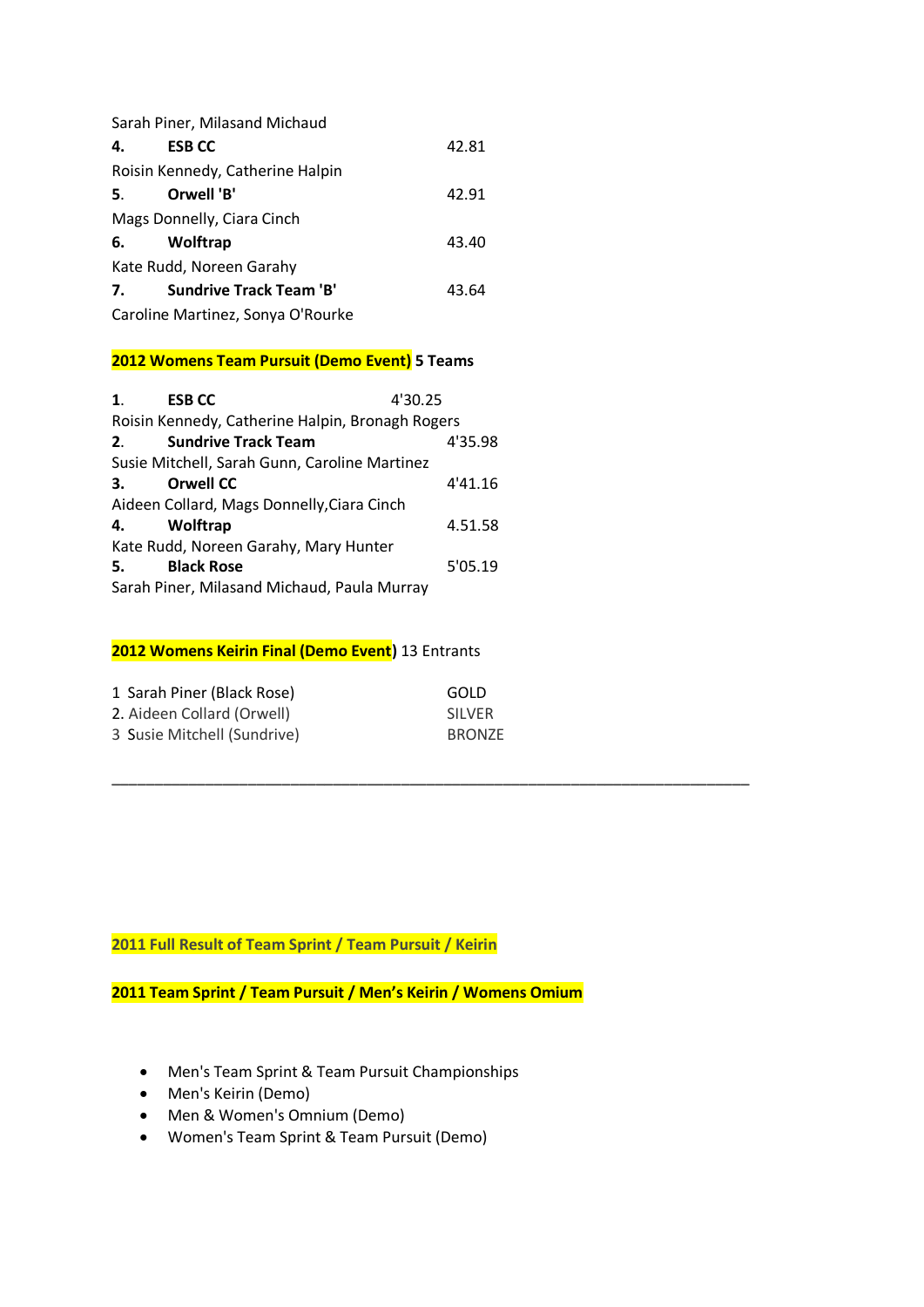Sarah Piner, Milasand Michaud

**4. ESB CC** 42.81

Roisin Kennedy, Catherine Halpin

**5. Orwell 'B'** 42.91

Mags Donnelly, Ciara Cinch

**6. Wolftrap** 43.40

Kate Rudd, Noreen Garahy

**7. Sundrive Track Team 'B'** 43.64

Caroline Martinez, Sonya O'Rourke

**2012 Womens Team Pursuit (Demo Event) 5 Teams**

**1. ESB CC** 4'30.25

Roisin Kennedy, Catherine Halpin, Bronagh Rogers

**2. Sundrive Track Team** 4'35.98

Susie Mitchell, Sarah Gunn, Caroline Martinez

**3. Orwell CC** 4'41.16

Aideen Collard, Mags Donnelly,Ciara Cinch

**4. Wolftrap** 4.51.58

Kate Rudd, Noreen Garahy, Mary Hunter

**5. Black Rose** 5'05.19

Sarah Piner, Milasand Michaud, Paula Murray

**2012 Womens Keirin Final (Demo Event)** 13 Entrants

| | |
|---|---|
| 1 Sarah Piner (Black Rose) | GOLD |
| 2. Aideen Collard (Orwell) | SILVER |
| 3 Susie Mitchell (Sundrive) | BRONZE |

---

**2011 Full Result of Team Sprint / Team Pursuit / Keirin**

**2011 Team Sprint / Team Pursuit / Men's Keirin / Womens Omium**

- Men's Team Sprint & Team Pursuit Championships
- Men's Keirin (Demo)
- Men & Women's Omnium (Demo)
- Women's Team Sprint & Team Pursuit (Demo)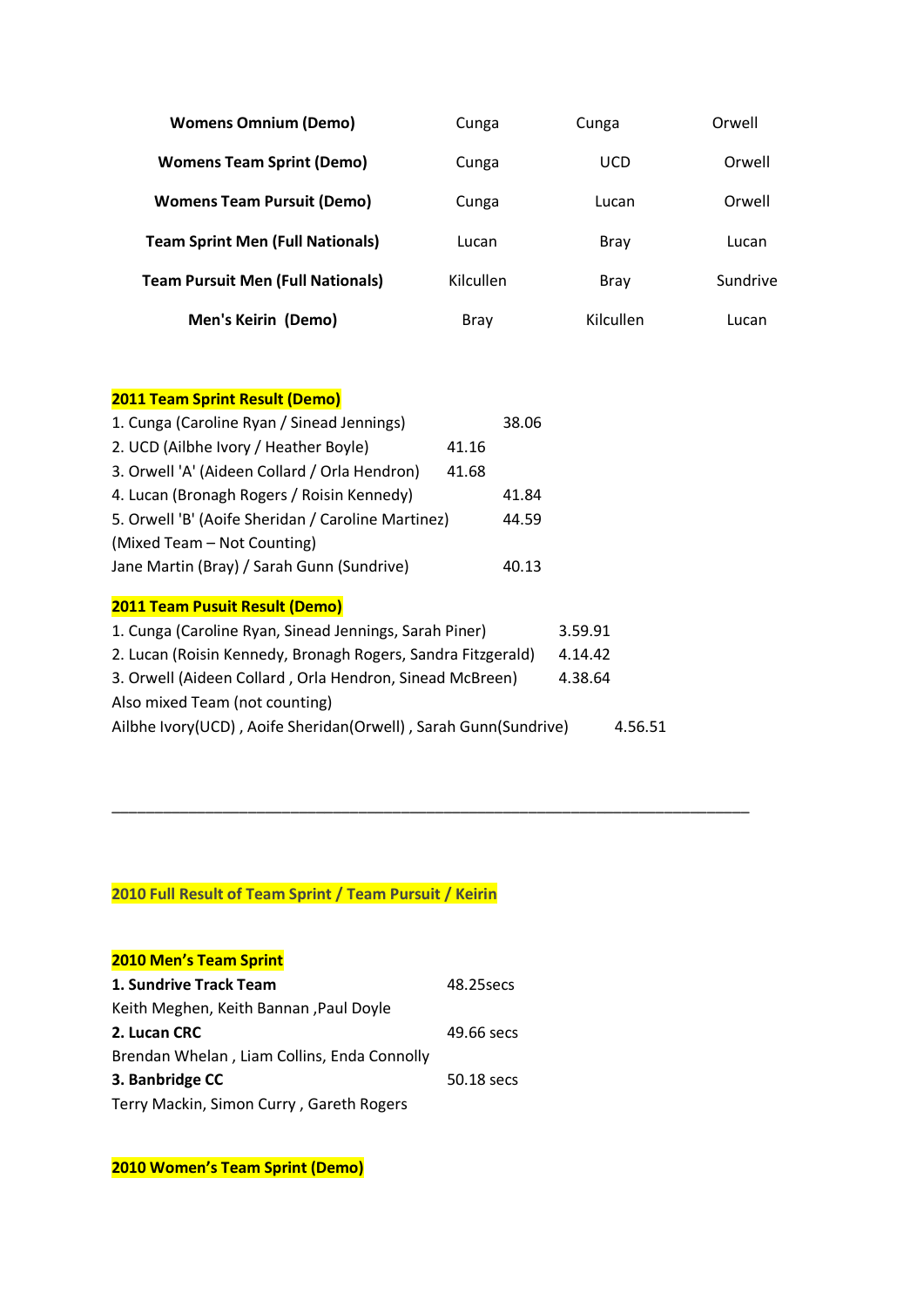| | | | |
|---|---|---|---|
| **Womens Omnium (Demo)** | Cunga | Cunga | Orwell |
| **Womens Team Sprint (Demo)** | Cunga | UCD | Orwell |
| **Womens Team Pursuit (Demo)** | Cunga | Lucan | Orwell |
| **Team Sprint Men (Full Nationals)** | Lucan | Bray | Lucan |
| **Team Pursuit Men (Full Nationals)** | Kilcullen | Bray | Sundrive |
| **Men's Keirin (Demo)** | Bray | Kilcullen | Lucan |

**2011 Team Sprint Result (Demo)**

1. Cunga (Caroline Ryan / Sinead Jennings) 38.06
2. UCD (Ailbhe Ivory / Heather Boyle) 41.16
3. Orwell 'A' (Aideen Collard / Orla Hendron) 41.68
4. Lucan (Bronagh Rogers / Roisin Kennedy) 41.84
5. Orwell 'B' (Aoife Sheridan / Caroline Martinez) 44.59

(Mixed Team – Not Counting)
Jane Martin (Bray) / Sarah Gunn (Sundrive) 40.13

**2011 Team Pusuit Result (Demo)**

1. Cunga (Caroline Ryan, Sinead Jennings, Sarah Piner) 3.59.91
2. Lucan (Roisin Kennedy, Bronagh Rogers, Sandra Fitzgerald) 4.14.42
3. Orwell (Aideen Collard , Orla Hendron, Sinead McBreen) 4.38.64

Also mixed Team (not counting)
Ailbhe Ivory(UCD) , Aoife Sheridan(Orwell) , Sarah Gunn(Sundrive) 4.56.51

---

**2010 Full Result of Team Sprint / Team Pursuit / Keirin**

**2010 Men's Team Sprint**

**1. Sundrive Track Team** 48.25secs
Keith Meghen, Keith Bannan ,Paul Doyle

**2. Lucan CRC** 49.66 secs
Brendan Whelan , Liam Collins, Enda Connolly

**3. Banbridge CC** 50.18 secs
Terry Mackin, Simon Curry , Gareth Rogers

**2010 Women's Team Sprint (Demo)**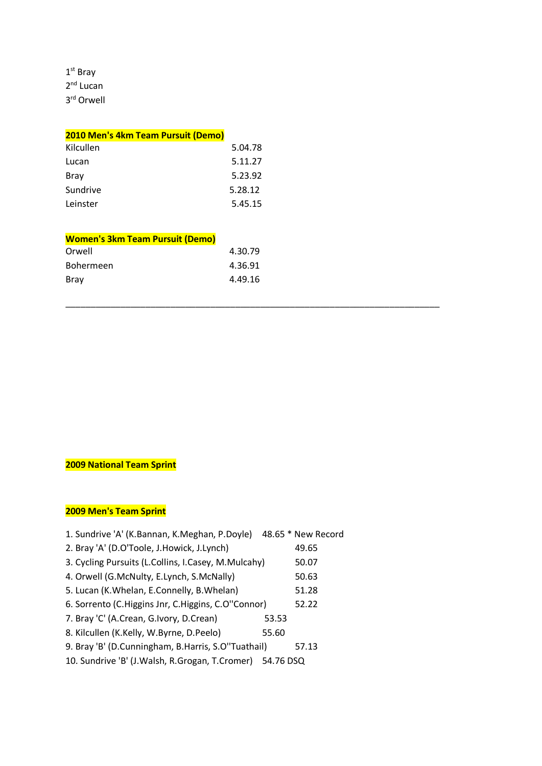1st Bray
2nd Lucan
3rd Orwell

**2010 Men's 4km Team Pursuit (Demo)**

| | |
|---|---|
| Kilcullen | 5.04.78 |
| Lucan | 5.11.27 |
| Bray | 5.23.92 |
| Sundrive | 5.28.12 |
| Leinster | 5.45.15 |

**Women's 3km Team Pursuit (Demo)**

| | |
|---|---|
| Orwell | 4.30.79 |
| Bohermeen | 4.36.91 |
| Bray | 4.49.16 |

---

**2009 National Team Sprint**

**2009 Men's Team Sprint**

1. Sundrive 'A' (K.Bannan, K.Meghan, P.Doyle) 48.65 * New Record
2. Bray 'A' (D.O'Toole, J.Howick, J.Lynch) 49.65
3. Cycling Pursuits (L.Collins, I.Casey, M.Mulcahy) 50.07
4. Orwell (G.McNulty, E.Lynch, S.McNally) 50.63
5. Lucan (K.Whelan, E.Connelly, B.Whelan) 51.28
6. Sorrento (C.Higgins Jnr, C.Higgins, C.O''Connor) 52.22
7. Bray 'C' (A.Crean, G.Ivory, D.Crean) 53.53
8. Kilcullen (K.Kelly, W.Byrne, D.Peelo) 55.60
9. Bray 'B' (D.Cunningham, B.Harris, S.O''Tuathail) 57.13
10. Sundrive 'B' (J.Walsh, R.Grogan, T.Cromer) 54.76 DSQ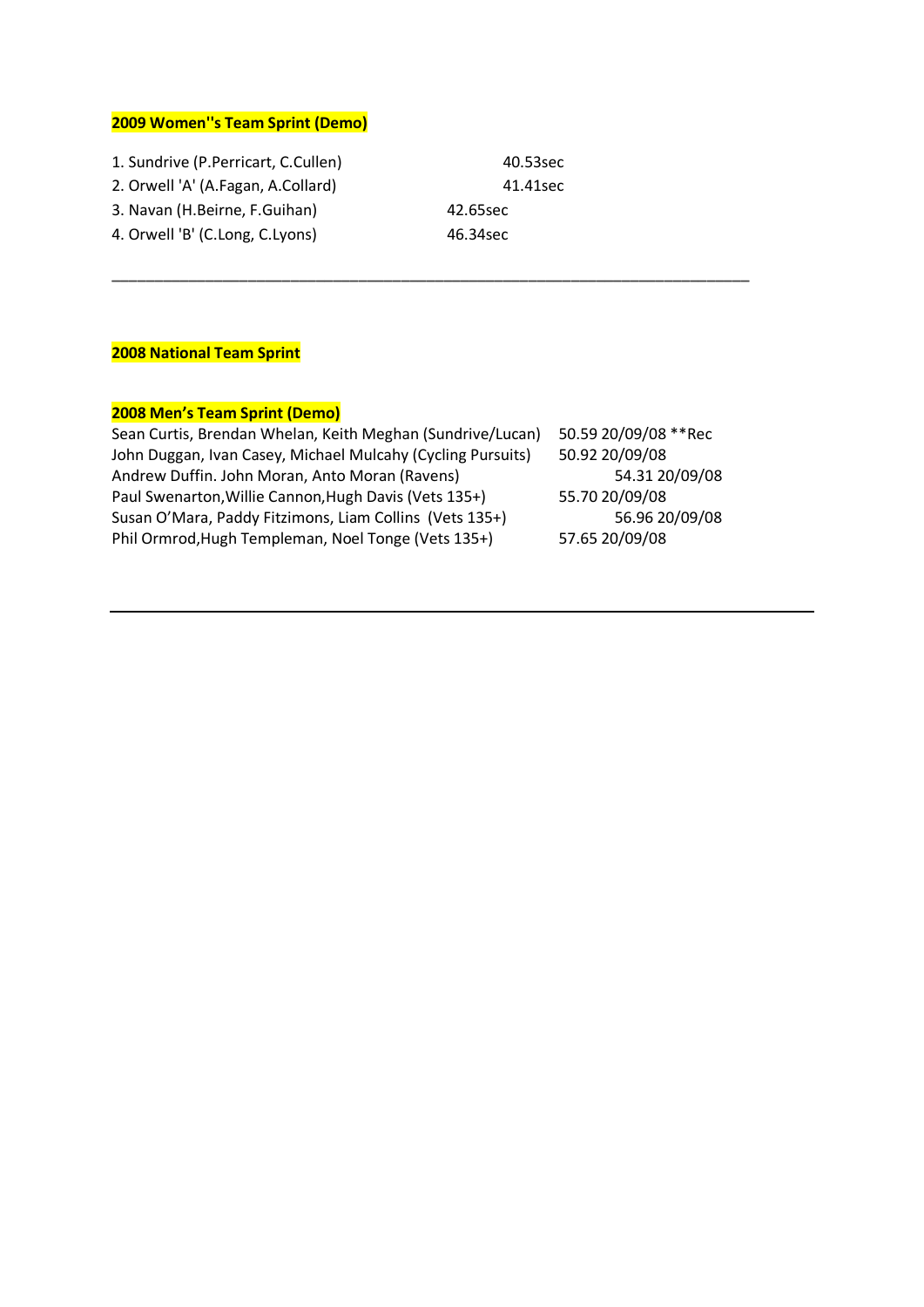**2009 Women''s Team Sprint (Demo)**

| | |
|---|---|
| 1. Sundrive (P.Perricart, C.Cullen) | 40.53sec |
| 2. Orwell 'A' (A.Fagan, A.Collard) | 41.41sec |
| 3. Navan (H.Beirne, F.Guihan) | 42.65sec |
| 4. Orwell 'B' (C.Long, C.Lyons) | 46.34sec |

---

**2008 National Team Sprint**

**2008 Men's Team Sprint (Demo)**

| | |
|---|---|
| Sean Curtis, Brendan Whelan, Keith Meghan (Sundrive/Lucan) | 50.59 20/09/08 **Rec |
| John Duggan, Ivan Casey, Michael Mulcahy (Cycling Pursuits) | 50.92 20/09/08 |
| Andrew Duffin. John Moran, Anto Moran (Ravens) | 54.31 20/09/08 |
| Paul Swenarton,Willie Cannon,Hugh Davis (Vets 135+) | 55.70 20/09/08 |
| Susan O'Mara, Paddy Fitzimons, Liam Collins (Vets 135+) | 56.96 20/09/08 |
| Phil Ormrod,Hugh Templeman, Noel Tonge (Vets 135+) | 57.65 20/09/08 |

---